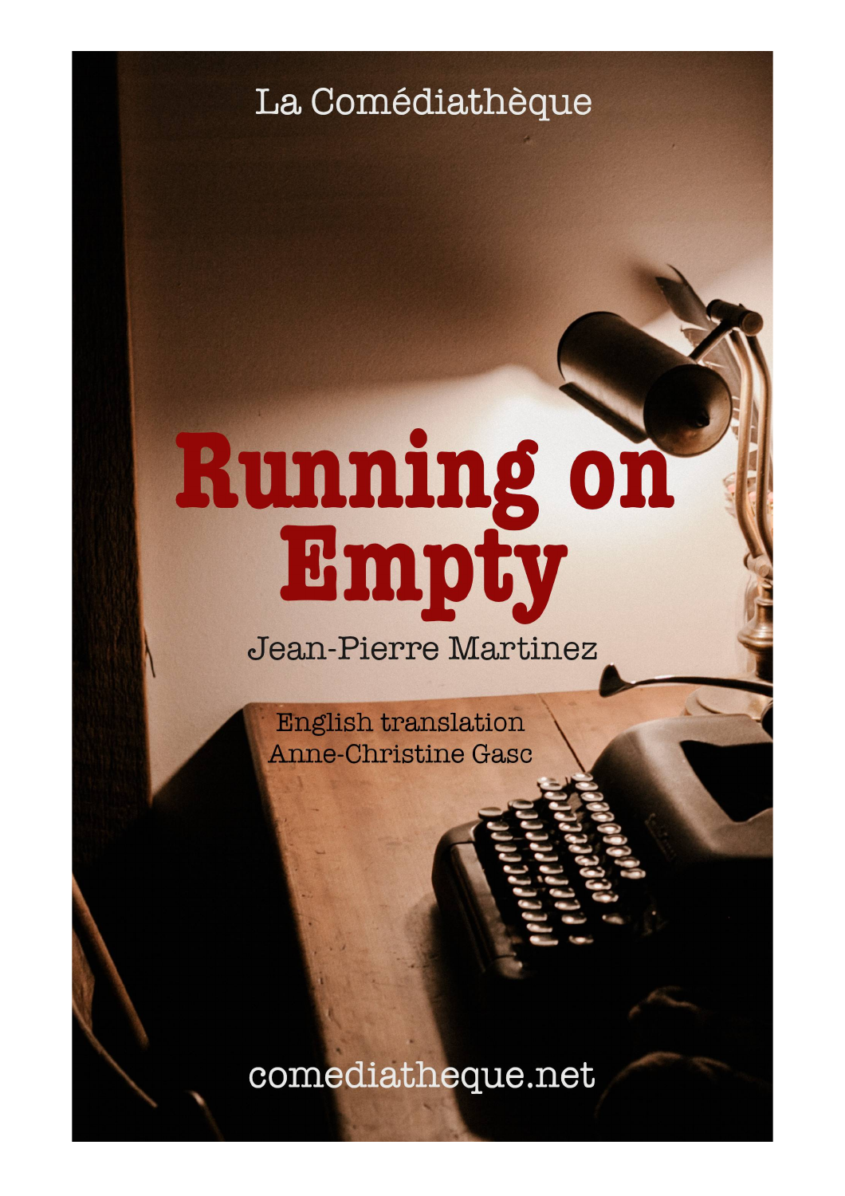La Comédiathèque

# Running on Empty

Jean-Pierre Martinez

English translation
Anne-Christine Gasc

comediatheque.net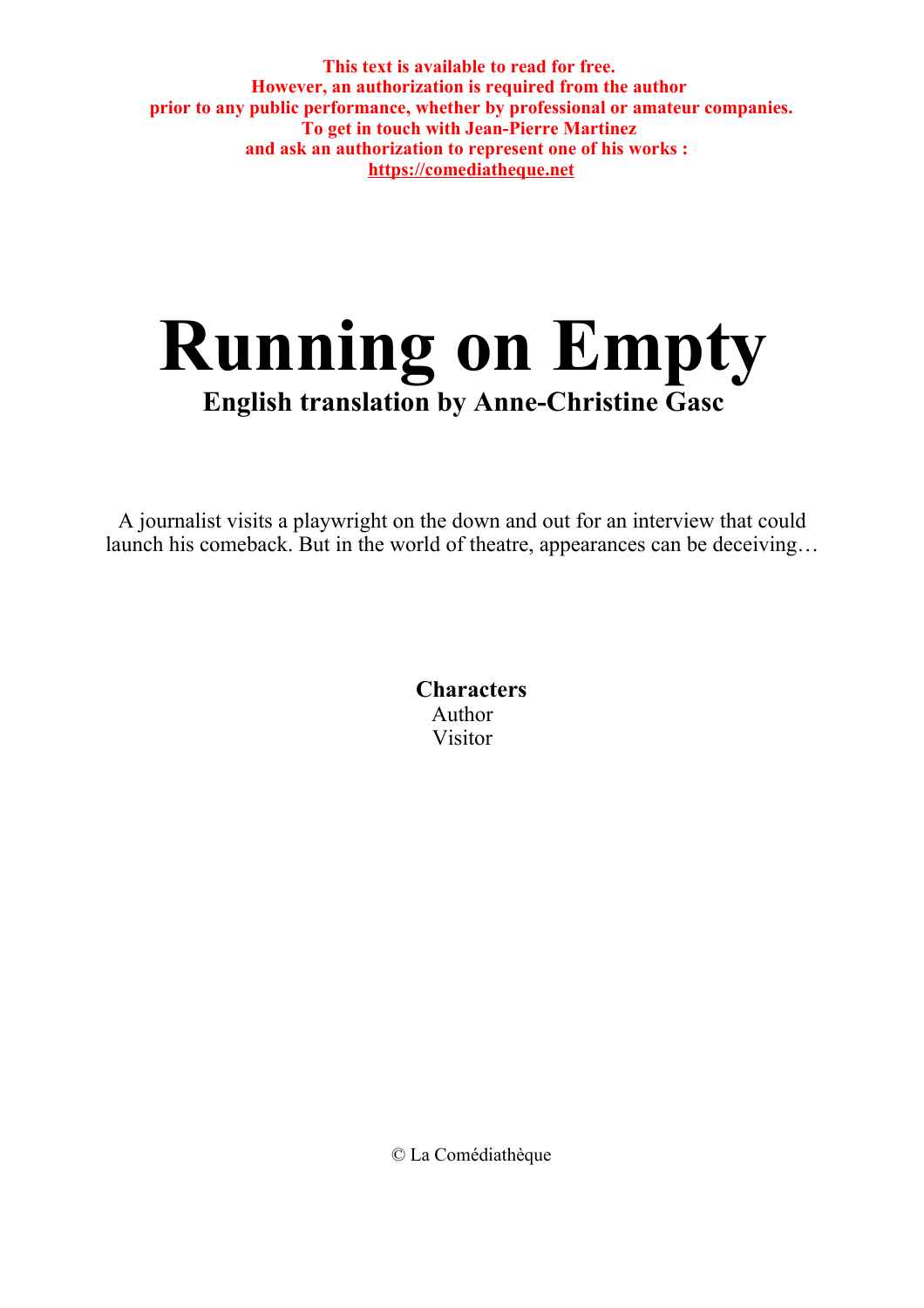**This text is available to read for free.**
**However, an authorization is required from the author**
**prior to any public performance, whether by professional or amateur companies.**
**To get in touch with Jean-Pierre Martinez**
**and ask an authorization to represent one of his works :**
**https://comediatheque.net**

# Running on Empty

## English translation by Anne-Christine Gasc

A journalist visits a playwright on the down and out for an interview that could launch his comeback. But in the world of theatre, appearances can be deceiving…

**Characters**
Author
Visitor

© La Comédiathèque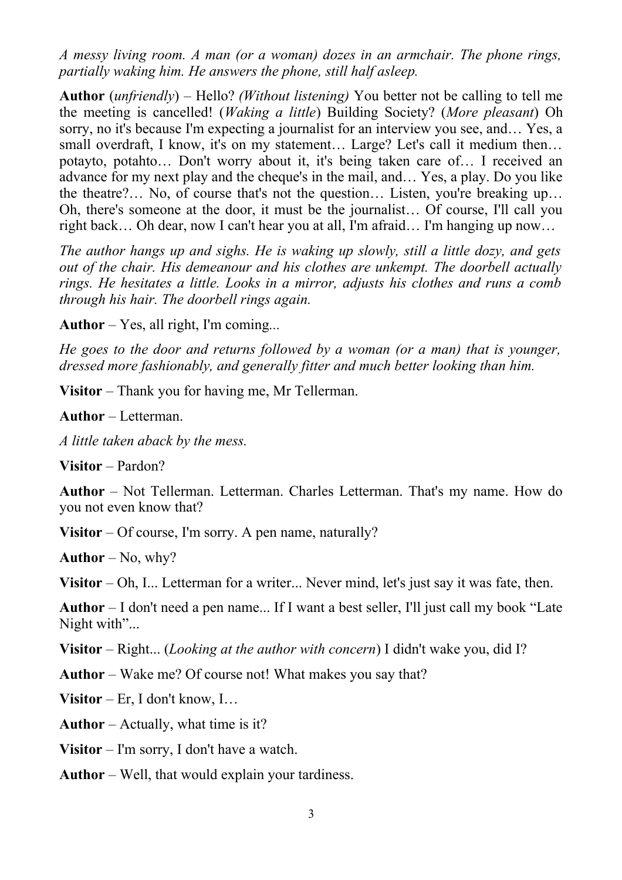*A messy living room. A man (or a woman) dozes in an armchair. The phone rings, partially waking him. He answers the phone, still half asleep.*

**Author** (*unfriendly*) – Hello? *(Without listening)* You better not be calling to tell me the meeting is cancelled! (*Waking a little*) Building Society? (*More pleasant*) Oh sorry, no it's because I'm expecting a journalist for an interview you see, and… Yes, a small overdraft, I know, it's on my statement… Large? Let's call it medium then… potayto, potahto… Don't worry about it, it's being taken care of… I received an advance for my next play and the cheque's in the mail, and… Yes, a play. Do you like the theatre?… No, of course that's not the question… Listen, you're breaking up… Oh, there's someone at the door, it must be the journalist… Of course, I'll call you right back… Oh dear, now I can't hear you at all, I'm afraid… I'm hanging up now…

*The author hangs up and sighs. He is waking up slowly, still a little dozy, and gets out of the chair. His demeanour and his clothes are unkempt. The doorbell actually rings. He hesitates a little. Looks in a mirror, adjusts his clothes and runs a comb through his hair. The doorbell rings again.*

**Author** – Yes, all right, I'm coming...

*He goes to the door and returns followed by a woman (or a man) that is younger, dressed more fashionably, and generally fitter and much better looking than him.*

**Visitor** – Thank you for having me, Mr Tellerman.

**Author** – Letterman.

*A little taken aback by the mess.*

**Visitor** – Pardon?

**Author** – Not Tellerman. Letterman. Charles Letterman. That's my name. How do you not even know that?

**Visitor** – Of course, I'm sorry. A pen name, naturally?

**Author** – No, why?

**Visitor** – Oh, I... Letterman for a writer... Never mind, let's just say it was fate, then.

**Author** – I don't need a pen name... If I want a best seller, I'll just call my book "Late Night with"...

**Visitor** – Right... (*Looking at the author with concern*) I didn't wake you, did I?

**Author** – Wake me? Of course not! What makes you say that?

**Visitor** – Er, I don't know, I…

**Author** – Actually, what time is it?

**Visitor** – I'm sorry, I don't have a watch.

**Author** – Well, that would explain your tardiness.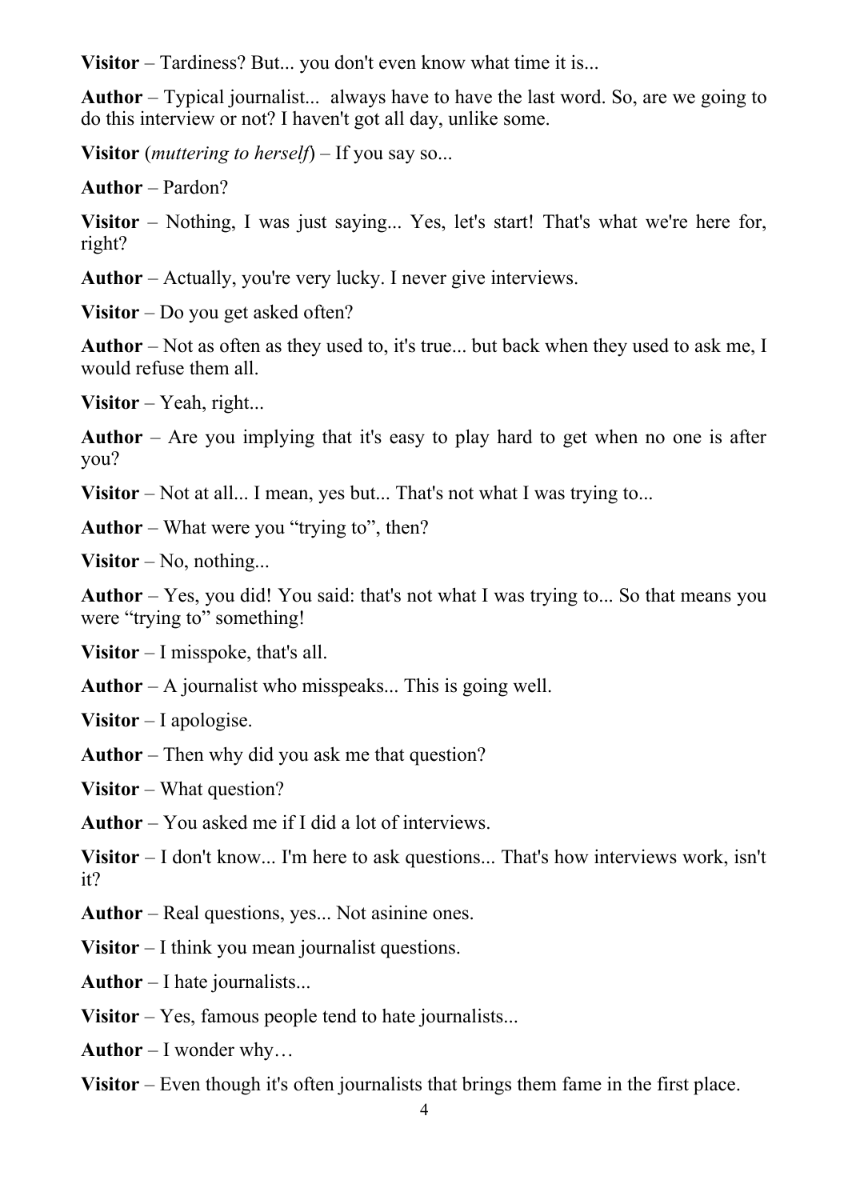**Visitor** – Tardiness? But... you don't even know what time it is...

**Author** – Typical journalist... always have to have the last word. So, are we going to do this interview or not? I haven't got all day, unlike some.

**Visitor** (*muttering to herself*) – If you say so...

**Author** – Pardon?

**Visitor** – Nothing, I was just saying... Yes, let's start! That's what we're here for, right?

**Author** – Actually, you're very lucky. I never give interviews.

**Visitor** – Do you get asked often?

**Author** – Not as often as they used to, it's true... but back when they used to ask me, I would refuse them all.

**Visitor** – Yeah, right...

**Author** – Are you implying that it's easy to play hard to get when no one is after you?

**Visitor** – Not at all... I mean, yes but... That's not what I was trying to...

**Author** – What were you "trying to", then?

**Visitor** – No, nothing...

**Author** – Yes, you did! You said: that's not what I was trying to... So that means you were "trying to" something!

**Visitor** – I misspoke, that's all.

**Author** – A journalist who misspeaks... This is going well.

**Visitor** – I apologise.

**Author** – Then why did you ask me that question?

**Visitor** – What question?

**Author** – You asked me if I did a lot of interviews.

**Visitor** – I don't know... I'm here to ask questions... That's how interviews work, isn't it?

**Author** – Real questions, yes... Not asinine ones.

**Visitor** – I think you mean journalist questions.

**Author** – I hate journalists...

**Visitor** – Yes, famous people tend to hate journalists...

**Author** – I wonder why…

**Visitor** – Even though it's often journalists that brings them fame in the first place.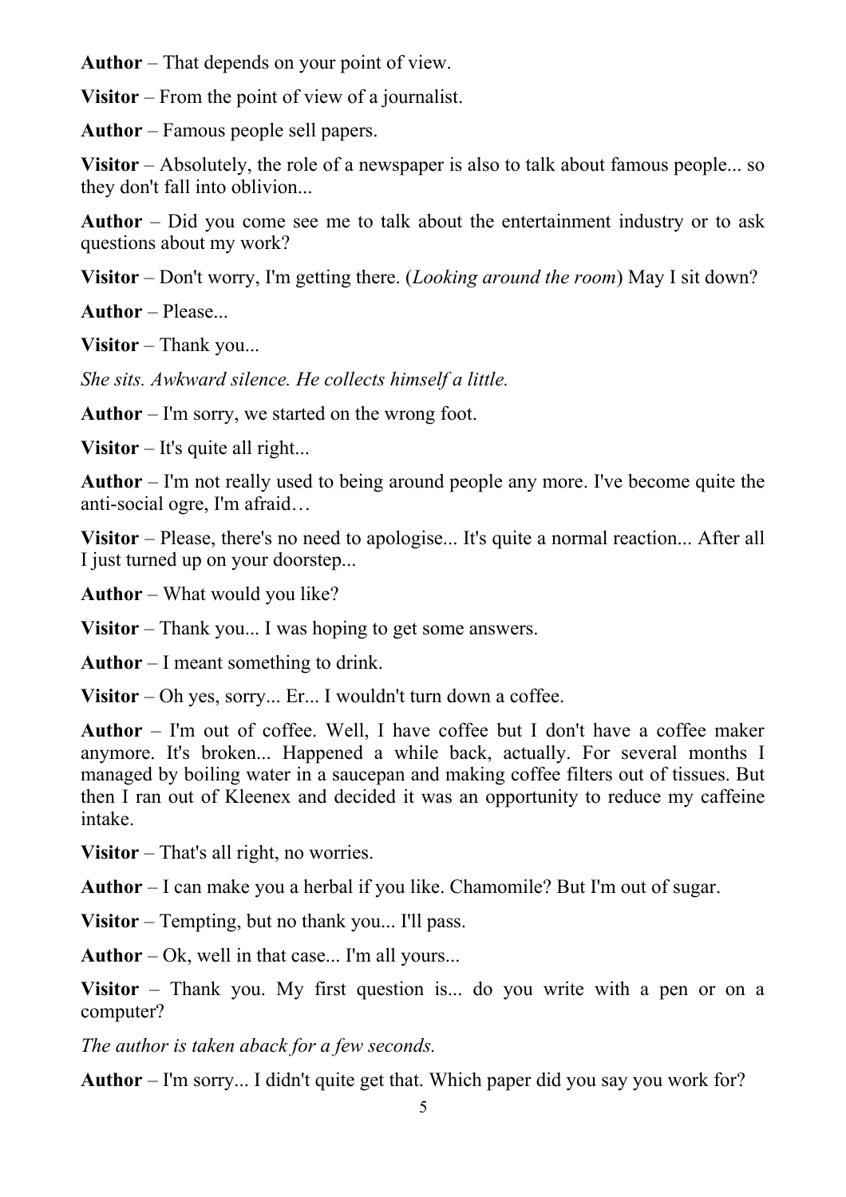**Author** – That depends on your point of view.

**Visitor** – From the point of view of a journalist.

**Author** – Famous people sell papers.

**Visitor** – Absolutely, the role of a newspaper is also to talk about famous people... so they don't fall into oblivion...

**Author** – Did you come see me to talk about the entertainment industry or to ask questions about my work?

**Visitor** – Don't worry, I'm getting there. (*Looking around the room*) May I sit down?

**Author** – Please...

**Visitor** – Thank you...

*She sits. Awkward silence. He collects himself a little.*

**Author** – I'm sorry, we started on the wrong foot.

**Visitor** – It's quite all right...

**Author** – I'm not really used to being around people any more. I've become quite the anti-social ogre, I'm afraid…

**Visitor** – Please, there's no need to apologise... It's quite a normal reaction... After all I just turned up on your doorstep...

**Author** – What would you like?

**Visitor** – Thank you... I was hoping to get some answers.

**Author** – I meant something to drink.

**Visitor** – Oh yes, sorry... Er... I wouldn't turn down a coffee.

**Author** – I'm out of coffee. Well, I have coffee but I don't have a coffee maker anymore. It's broken... Happened a while back, actually. For several months I managed by boiling water in a saucepan and making coffee filters out of tissues. But then I ran out of Kleenex and decided it was an opportunity to reduce my caffeine intake.

**Visitor** – That's all right, no worries.

**Author** – I can make you a herbal if you like. Chamomile? But I'm out of sugar.

**Visitor** – Tempting, but no thank you... I'll pass.

**Author** – Ok, well in that case... I'm all yours...

**Visitor** – Thank you. My first question is... do you write with a pen or on a computer?

*The author is taken aback for a few seconds.*

**Author** – I'm sorry... I didn't quite get that. Which paper did you say you work for?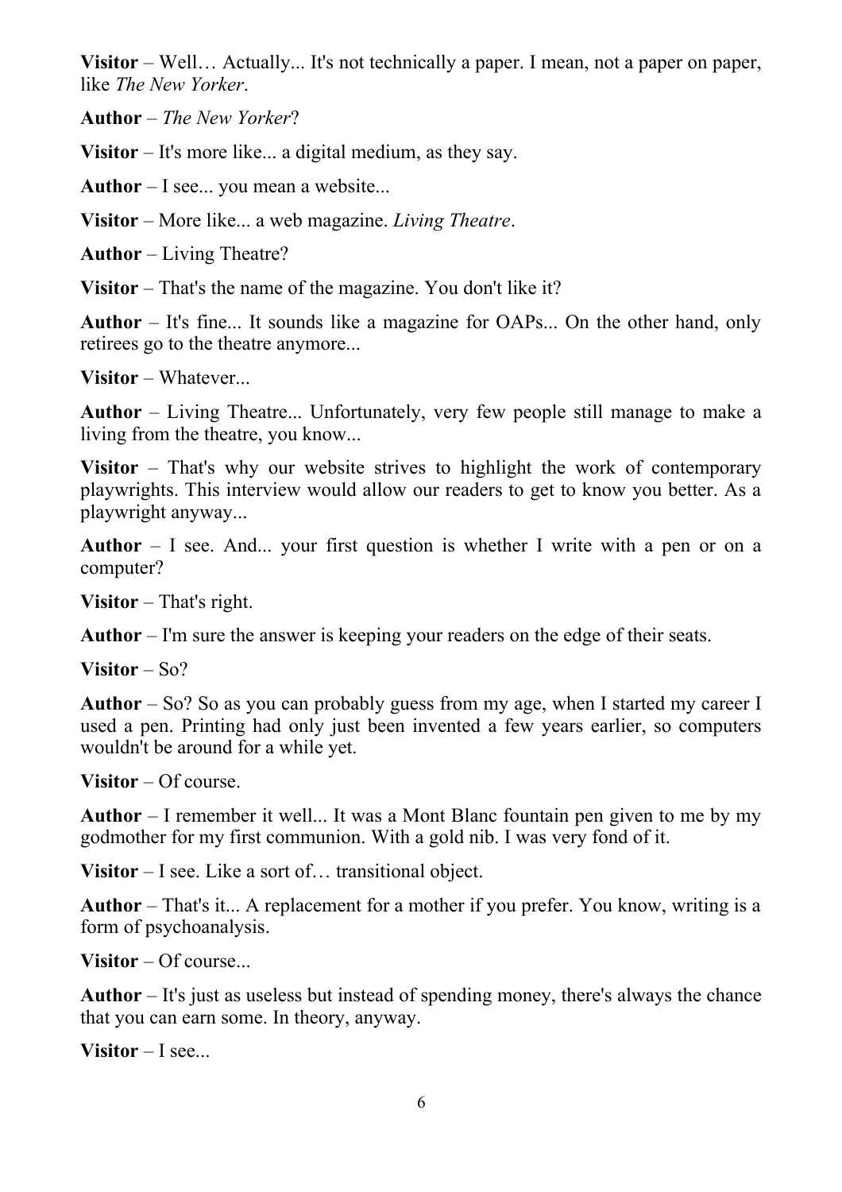**Visitor** – Well… Actually... It's not technically a paper. I mean, not a paper on paper, like *The New Yorker*.

**Author** – *The New Yorker*?

**Visitor** – It's more like... a digital medium, as they say.

**Author** – I see... you mean a website...

**Visitor** – More like... a web magazine. *Living Theatre*.

**Author** – Living Theatre?

**Visitor** – That's the name of the magazine. You don't like it?

**Author** – It's fine... It sounds like a magazine for OAPs... On the other hand, only retirees go to the theatre anymore...

**Visitor** – Whatever...

**Author** – Living Theatre... Unfortunately, very few people still manage to make a living from the theatre, you know...

**Visitor** – That's why our website strives to highlight the work of contemporary playwrights. This interview would allow our readers to get to know you better. As a playwright anyway...

**Author** – I see. And... your first question is whether I write with a pen or on a computer?

**Visitor** – That's right.

**Author** – I'm sure the answer is keeping your readers on the edge of their seats.

**Visitor** – So?

**Author** – So? So as you can probably guess from my age, when I started my career I used a pen. Printing had only just been invented a few years earlier, so computers wouldn't be around for a while yet.

**Visitor** – Of course.

**Author** – I remember it well... It was a Mont Blanc fountain pen given to me by my godmother for my first communion. With a gold nib. I was very fond of it.

**Visitor** – I see. Like a sort of… transitional object.

**Author** – That's it... A replacement for a mother if you prefer. You know, writing is a form of psychoanalysis.

**Visitor** – Of course...

**Author** – It's just as useless but instead of spending money, there's always the chance that you can earn some. In theory, anyway.

**Visitor** – I see...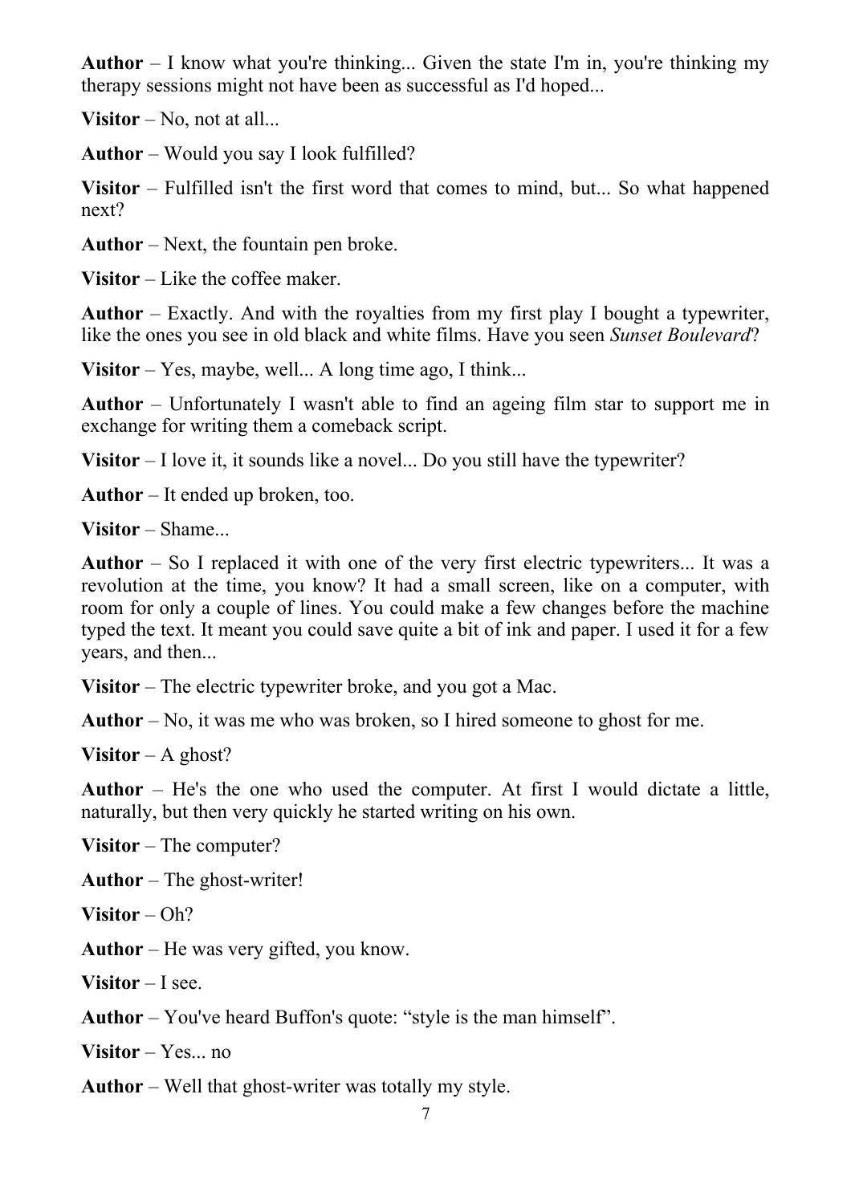**Author** – I know what you're thinking... Given the state I'm in, you're thinking my therapy sessions might not have been as successful as I'd hoped...

**Visitor** – No, not at all...

**Author** – Would you say I look fulfilled?

**Visitor** – Fulfilled isn't the first word that comes to mind, but... So what happened next?

**Author** – Next, the fountain pen broke.

**Visitor** – Like the coffee maker.

**Author** – Exactly. And with the royalties from my first play I bought a typewriter, like the ones you see in old black and white films. Have you seen *Sunset Boulevard*?

**Visitor** – Yes, maybe, well... A long time ago, I think...

**Author** – Unfortunately I wasn't able to find an ageing film star to support me in exchange for writing them a comeback script.

**Visitor** – I love it, it sounds like a novel... Do you still have the typewriter?

**Author** – It ended up broken, too.

**Visitor** – Shame...

**Author** – So I replaced it with one of the very first electric typewriters... It was a revolution at the time, you know? It had a small screen, like on a computer, with room for only a couple of lines. You could make a few changes before the machine typed the text. It meant you could save quite a bit of ink and paper. I used it for a few years, and then...

**Visitor** – The electric typewriter broke, and you got a Mac.

**Author** – No, it was me who was broken, so I hired someone to ghost for me.

**Visitor** – A ghost?

**Author** – He's the one who used the computer. At first I would dictate a little, naturally, but then very quickly he started writing on his own.

**Visitor** – The computer?

**Author** – The ghost-writer!

**Visitor** – Oh?

**Author** – He was very gifted, you know.

**Visitor** – I see.

**Author** – You've heard Buffon's quote: "style is the man himself".

**Visitor** – Yes... no

**Author** – Well that ghost-writer was totally my style.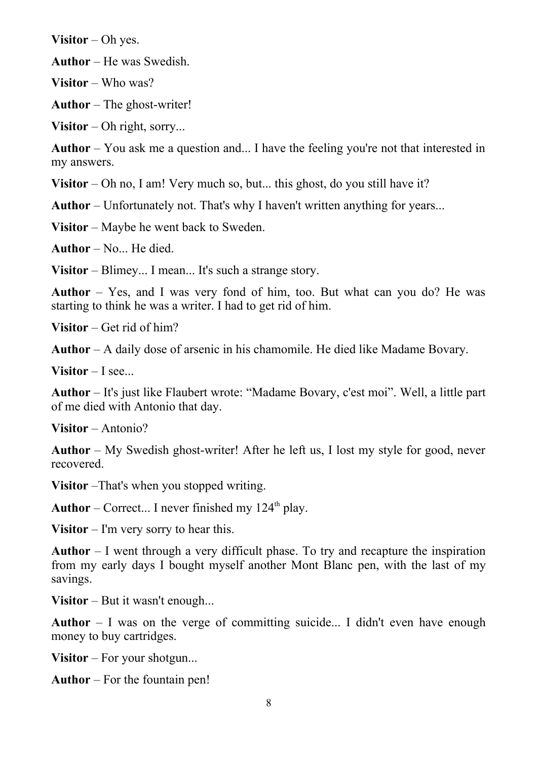**Visitor** – Oh yes.

**Author** – He was Swedish.

**Visitor** – Who was?

**Author** – The ghost-writer!

**Visitor** – Oh right, sorry...

**Author** – You ask me a question and... I have the feeling you're not that interested in my answers.

**Visitor** – Oh no, I am! Very much so, but... this ghost, do you still have it?

**Author** – Unfortunately not. That's why I haven't written anything for years...

**Visitor** – Maybe he went back to Sweden.

**Author** – No... He died.

**Visitor** – Blimey... I mean... It's such a strange story.

**Author** – Yes, and I was very fond of him, too. But what can you do? He was starting to think he was a writer. I had to get rid of him.

**Visitor** – Get rid of him?

**Author** – A daily dose of arsenic in his chamomile. He died like Madame Bovary.

**Visitor** – I see...

**Author** – It's just like Flaubert wrote: "Madame Bovary, c'est moi". Well, a little part of me died with Antonio that day.

**Visitor** – Antonio?

**Author** – My Swedish ghost-writer! After he left us, I lost my style for good, never recovered.

**Visitor** –That's when you stopped writing.

**Author** – Correct... I never finished my 124th play.

**Visitor** – I'm very sorry to hear this.

**Author** – I went through a very difficult phase. To try and recapture the inspiration from my early days I bought myself another Mont Blanc pen, with the last of my savings.

**Visitor** – But it wasn't enough...

**Author** – I was on the verge of committing suicide... I didn't even have enough money to buy cartridges.

**Visitor** – For your shotgun...

**Author** – For the fountain pen!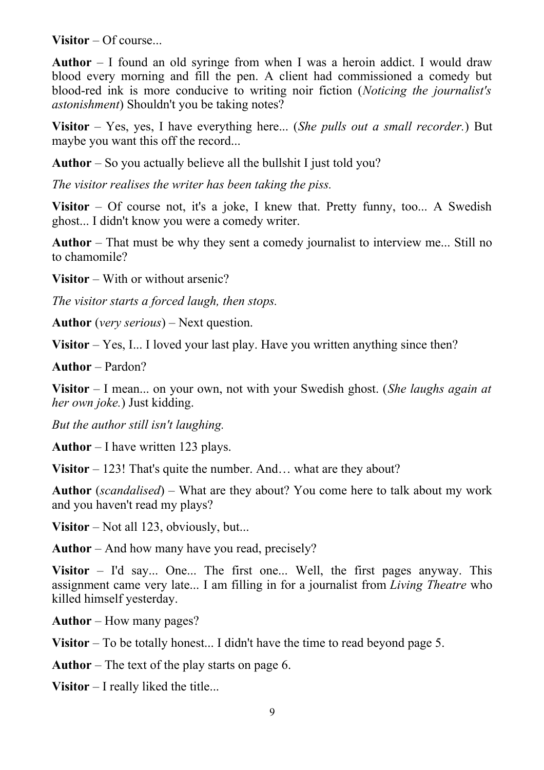**Visitor** – Of course...

**Author** – I found an old syringe from when I was a heroin addict. I would draw blood every morning and fill the pen. A client had commissioned a comedy but blood-red ink is more conducive to writing noir fiction (*Noticing the journalist's astonishment*) Shouldn't you be taking notes?

**Visitor** – Yes, yes, I have everything here... (*She pulls out a small recorder.*) But maybe you want this off the record...

**Author** – So you actually believe all the bullshit I just told you?

*The visitor realises the writer has been taking the piss.*

**Visitor** – Of course not, it's a joke, I knew that. Pretty funny, too... A Swedish ghost... I didn't know you were a comedy writer.

**Author** – That must be why they sent a comedy journalist to interview me... Still no to chamomile?

**Visitor** – With or without arsenic?

*The visitor starts a forced laugh, then stops.*

**Author** (*very serious*) – Next question.

**Visitor** – Yes, I... I loved your last play. Have you written anything since then?

**Author** – Pardon?

**Visitor** – I mean... on your own, not with your Swedish ghost. (*She laughs again at her own joke.*) Just kidding.

*But the author still isn't laughing.*

**Author** – I have written 123 plays.

**Visitor** – 123! That's quite the number. And… what are they about?

**Author** (*scandalised*) – What are they about? You come here to talk about my work and you haven't read my plays?

**Visitor** – Not all 123, obviously, but...

**Author** – And how many have you read, precisely?

**Visitor** – I'd say... One... The first one... Well, the first pages anyway. This assignment came very late... I am filling in for a journalist from *Living Theatre* who killed himself yesterday.

**Author** – How many pages?

**Visitor** – To be totally honest... I didn't have the time to read beyond page 5.

**Author** – The text of the play starts on page 6.

**Visitor** – I really liked the title...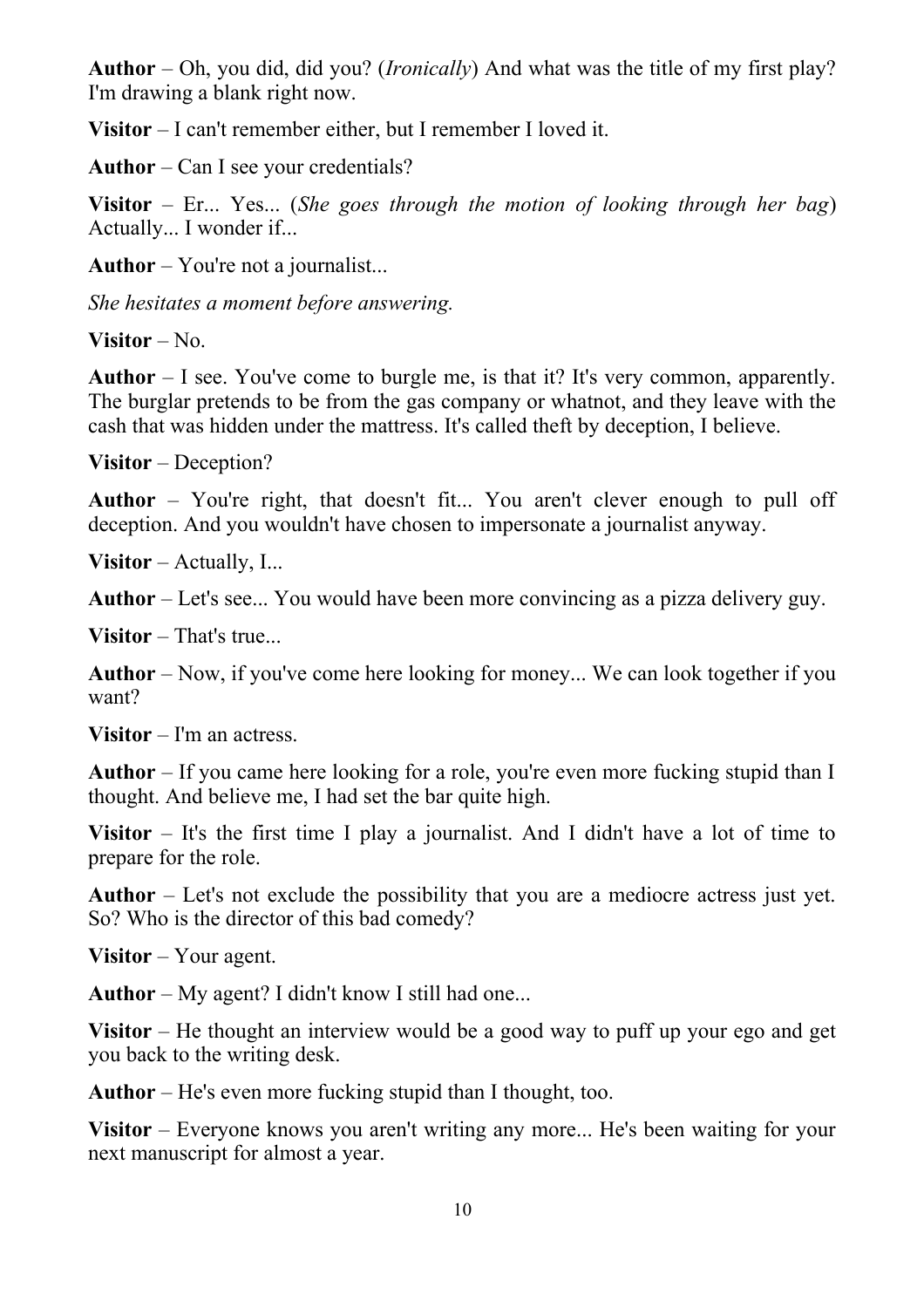**Author** – Oh, you did, did you? (*Ironically*) And what was the title of my first play? I'm drawing a blank right now.

**Visitor** – I can't remember either, but I remember I loved it.

**Author** – Can I see your credentials?

**Visitor** – Er... Yes... (*She goes through the motion of looking through her bag*) Actually... I wonder if...

**Author** – You're not a journalist...

*She hesitates a moment before answering.*

**Visitor** – No.

**Author** – I see. You've come to burgle me, is that it? It's very common, apparently. The burglar pretends to be from the gas company or whatnot, and they leave with the cash that was hidden under the mattress. It's called theft by deception, I believe.

**Visitor** – Deception?

**Author** – You're right, that doesn't fit... You aren't clever enough to pull off deception. And you wouldn't have chosen to impersonate a journalist anyway.

**Visitor** – Actually, I...

**Author** – Let's see... You would have been more convincing as a pizza delivery guy.

**Visitor** – That's true...

**Author** – Now, if you've come here looking for money... We can look together if you want?

**Visitor** – I'm an actress.

**Author** – If you came here looking for a role, you're even more fucking stupid than I thought. And believe me, I had set the bar quite high.

**Visitor** – It's the first time I play a journalist. And I didn't have a lot of time to prepare for the role.

**Author** – Let's not exclude the possibility that you are a mediocre actress just yet. So? Who is the director of this bad comedy?

**Visitor** – Your agent.

**Author** – My agent? I didn't know I still had one...

**Visitor** – He thought an interview would be a good way to puff up your ego and get you back to the writing desk.

**Author** – He's even more fucking stupid than I thought, too.

**Visitor** – Everyone knows you aren't writing any more... He's been waiting for your next manuscript for almost a year.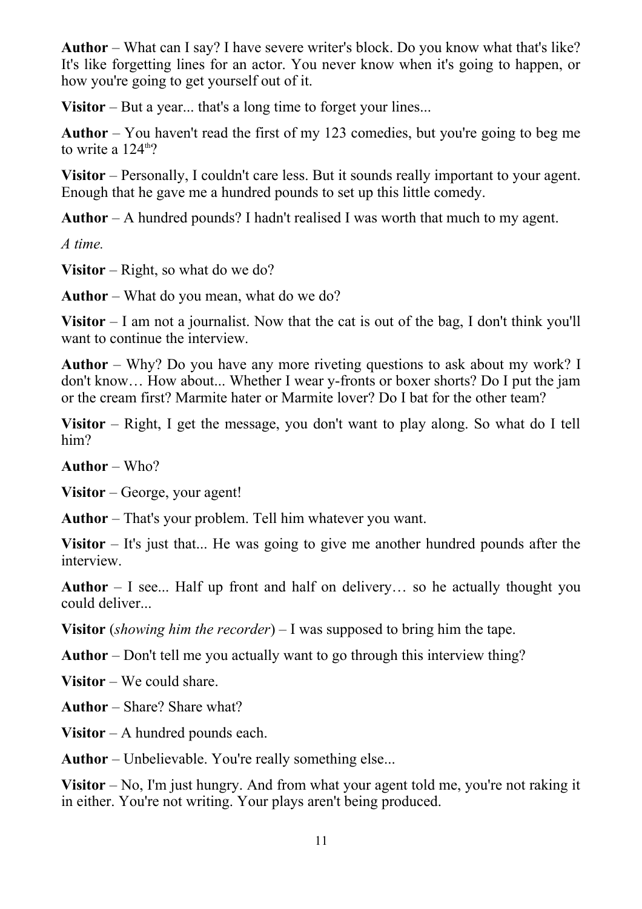**Author** – What can I say? I have severe writer's block. Do you know what that's like? It's like forgetting lines for an actor. You never know when it's going to happen, or how you're going to get yourself out of it.

**Visitor** – But a year... that's a long time to forget your lines...

**Author** – You haven't read the first of my 123 comedies, but you're going to beg me to write a 124th?

**Visitor** – Personally, I couldn't care less. But it sounds really important to your agent. Enough that he gave me a hundred pounds to set up this little comedy.

**Author** – A hundred pounds? I hadn't realised I was worth that much to my agent.

*A time.*

**Visitor** – Right, so what do we do?

**Author** – What do you mean, what do we do?

**Visitor** – I am not a journalist. Now that the cat is out of the bag, I don't think you'll want to continue the interview.

**Author** – Why? Do you have any more riveting questions to ask about my work? I don't know… How about... Whether I wear y-fronts or boxer shorts? Do I put the jam or the cream first? Marmite hater or Marmite lover? Do I bat for the other team?

**Visitor** – Right, I get the message, you don't want to play along. So what do I tell him?

**Author** – Who?

**Visitor** – George, your agent!

**Author** – That's your problem. Tell him whatever you want.

**Visitor** – It's just that... He was going to give me another hundred pounds after the interview.

**Author** – I see... Half up front and half on delivery… so he actually thought you could deliver...

**Visitor** (*showing him the recorder*) – I was supposed to bring him the tape.

**Author** – Don't tell me you actually want to go through this interview thing?

**Visitor** – We could share.

**Author** – Share? Share what?

**Visitor** – A hundred pounds each.

**Author** – Unbelievable. You're really something else...

**Visitor** – No, I'm just hungry. And from what your agent told me, you're not raking it in either. You're not writing. Your plays aren't being produced.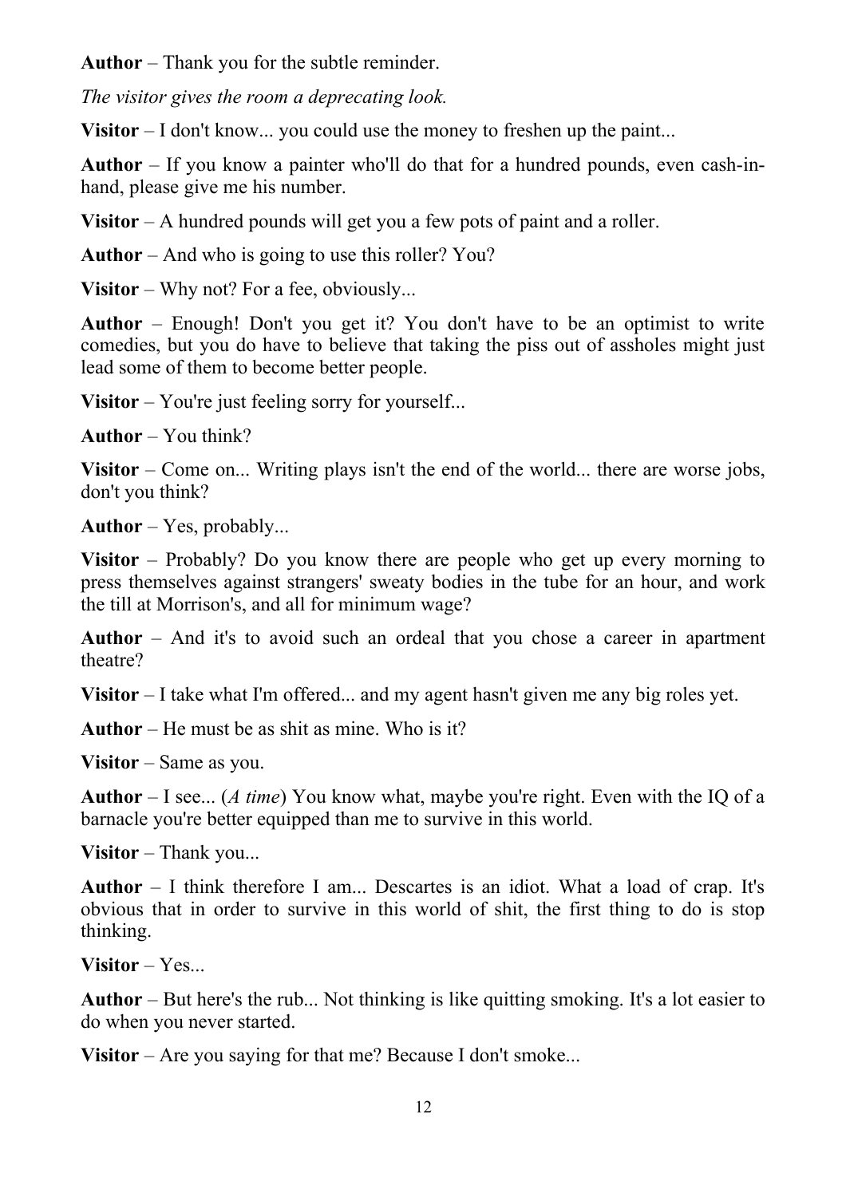**Author** – Thank you for the subtle reminder.

*The visitor gives the room a deprecating look.*

**Visitor** – I don't know... you could use the money to freshen up the paint...

**Author** – If you know a painter who'll do that for a hundred pounds, even cash-in-hand, please give me his number.

**Visitor** – A hundred pounds will get you a few pots of paint and a roller.

**Author** – And who is going to use this roller? You?

**Visitor** – Why not? For a fee, obviously...

**Author** – Enough! Don't you get it? You don't have to be an optimist to write comedies, but you do have to believe that taking the piss out of assholes might just lead some of them to become better people.

**Visitor** – You're just feeling sorry for yourself...

**Author** – You think?

**Visitor** – Come on... Writing plays isn't the end of the world... there are worse jobs, don't you think?

**Author** – Yes, probably...

**Visitor** – Probably? Do you know there are people who get up every morning to press themselves against strangers' sweaty bodies in the tube for an hour, and work the till at Morrison's, and all for minimum wage?

**Author** – And it's to avoid such an ordeal that you chose a career in apartment theatre?

**Visitor** – I take what I'm offered... and my agent hasn't given me any big roles yet.

**Author** – He must be as shit as mine. Who is it?

**Visitor** – Same as you.

**Author** – I see... (*A time*) You know what, maybe you're right. Even with the IQ of a barnacle you're better equipped than me to survive in this world.

**Visitor** – Thank you...

**Author** – I think therefore I am... Descartes is an idiot. What a load of crap. It's obvious that in order to survive in this world of shit, the first thing to do is stop thinking.

**Visitor** – Yes...

**Author** – But here's the rub... Not thinking is like quitting smoking. It's a lot easier to do when you never started.

**Visitor** – Are you saying for that me? Because I don't smoke...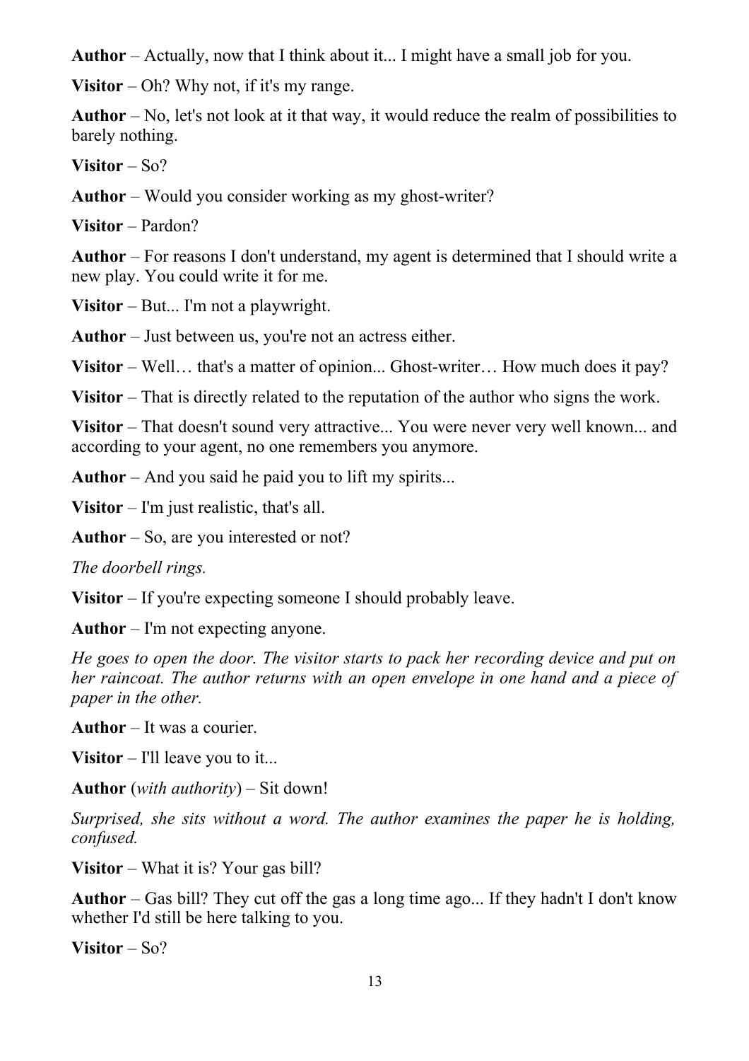**Author** – Actually, now that I think about it... I might have a small job for you.

**Visitor** – Oh? Why not, if it's my range.

**Author** – No, let's not look at it that way, it would reduce the realm of possibilities to barely nothing.

**Visitor** – So?

**Author** – Would you consider working as my ghost-writer?

**Visitor** – Pardon?

**Author** – For reasons I don't understand, my agent is determined that I should write a new play. You could write it for me.

**Visitor** – But... I'm not a playwright.

**Author** – Just between us, you're not an actress either.

**Visitor** – Well… that's a matter of opinion... Ghost-writer… How much does it pay?

**Visitor** – That is directly related to the reputation of the author who signs the work.

**Visitor** – That doesn't sound very attractive... You were never very well known... and according to your agent, no one remembers you anymore.

**Author** – And you said he paid you to lift my spirits...

**Visitor** – I'm just realistic, that's all.

**Author** – So, are you interested or not?

*The doorbell rings.*

**Visitor** – If you're expecting someone I should probably leave.

**Author** – I'm not expecting anyone.

*He goes to open the door. The visitor starts to pack her recording device and put on her raincoat. The author returns with an open envelope in one hand and a piece of paper in the other.*

**Author** – It was a courier.

**Visitor** – I'll leave you to it...

**Author** (*with authority*) – Sit down!

*Surprised, she sits without a word. The author examines the paper he is holding, confused.*

**Visitor** – What it is? Your gas bill?

**Author** – Gas bill? They cut off the gas a long time ago... If they hadn't I don't know whether I'd still be here talking to you.

**Visitor** – So?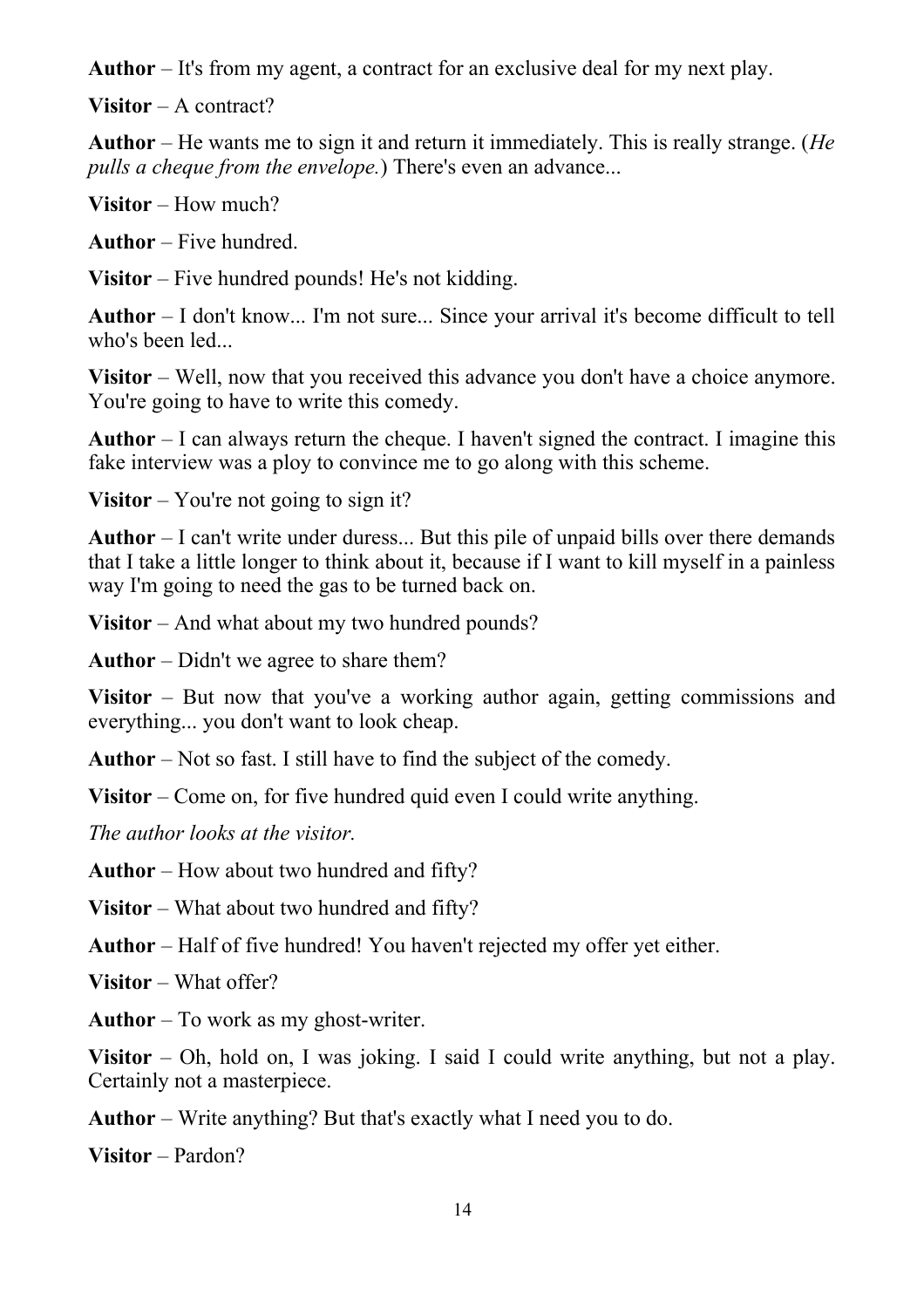**Author** – It's from my agent, a contract for an exclusive deal for my next play.

**Visitor** – A contract?

**Author** – He wants me to sign it and return it immediately. This is really strange. (*He pulls a cheque from the envelope.*) There's even an advance...

**Visitor** – How much?

**Author** – Five hundred.

**Visitor** – Five hundred pounds! He's not kidding.

**Author** – I don't know... I'm not sure... Since your arrival it's become difficult to tell who's been led...

**Visitor** – Well, now that you received this advance you don't have a choice anymore. You're going to have to write this comedy.

**Author** – I can always return the cheque. I haven't signed the contract. I imagine this fake interview was a ploy to convince me to go along with this scheme.

**Visitor** – You're not going to sign it?

**Author** – I can't write under duress... But this pile of unpaid bills over there demands that I take a little longer to think about it, because if I want to kill myself in a painless way I'm going to need the gas to be turned back on.

**Visitor** – And what about my two hundred pounds?

**Author** – Didn't we agree to share them?

**Visitor** – But now that you've a working author again, getting commissions and everything... you don't want to look cheap.

**Author** – Not so fast. I still have to find the subject of the comedy.

**Visitor** – Come on, for five hundred quid even I could write anything.

*The author looks at the visitor.*

**Author** – How about two hundred and fifty?

**Visitor** – What about two hundred and fifty?

**Author** – Half of five hundred! You haven't rejected my offer yet either.

**Visitor** – What offer?

**Author** – To work as my ghost-writer.

**Visitor** – Oh, hold on, I was joking. I said I could write anything, but not a play. Certainly not a masterpiece.

**Author** – Write anything? But that's exactly what I need you to do.

**Visitor** – Pardon?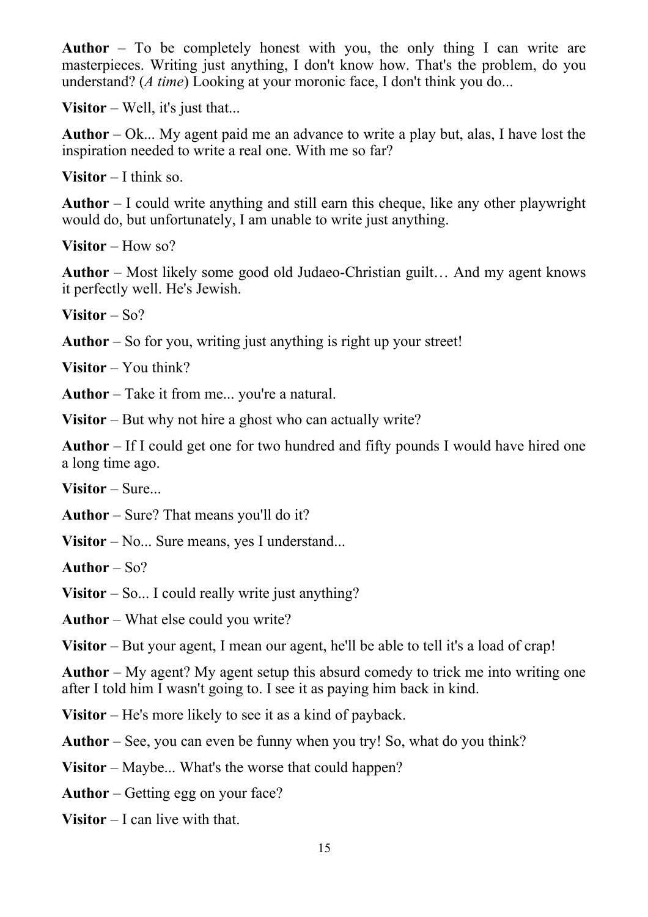**Author** – To be completely honest with you, the only thing I can write are masterpieces. Writing just anything, I don't know how. That's the problem, do you understand? (*A time*) Looking at your moronic face, I don't think you do...

**Visitor** – Well, it's just that...

**Author** – Ok... My agent paid me an advance to write a play but, alas, I have lost the inspiration needed to write a real one. With me so far?

**Visitor** – I think so.

**Author** – I could write anything and still earn this cheque, like any other playwright would do, but unfortunately, I am unable to write just anything.

**Visitor** – How so?

**Author** – Most likely some good old Judaeo-Christian guilt… And my agent knows it perfectly well. He's Jewish.

**Visitor** – So?

**Author** – So for you, writing just anything is right up your street!

**Visitor** – You think?

**Author** – Take it from me... you're a natural.

**Visitor** – But why not hire a ghost who can actually write?

**Author** – If I could get one for two hundred and fifty pounds I would have hired one a long time ago.

**Visitor** – Sure...

**Author** – Sure? That means you'll do it?

**Visitor** – No... Sure means, yes I understand...

**Author** – So?

**Visitor** – So... I could really write just anything?

**Author** – What else could you write?

**Visitor** – But your agent, I mean our agent, he'll be able to tell it's a load of crap!

**Author** – My agent? My agent setup this absurd comedy to trick me into writing one after I told him I wasn't going to. I see it as paying him back in kind.

**Visitor** – He's more likely to see it as a kind of payback.

**Author** – See, you can even be funny when you try! So, what do you think?

**Visitor** – Maybe... What's the worse that could happen?

**Author** – Getting egg on your face?

**Visitor** – I can live with that.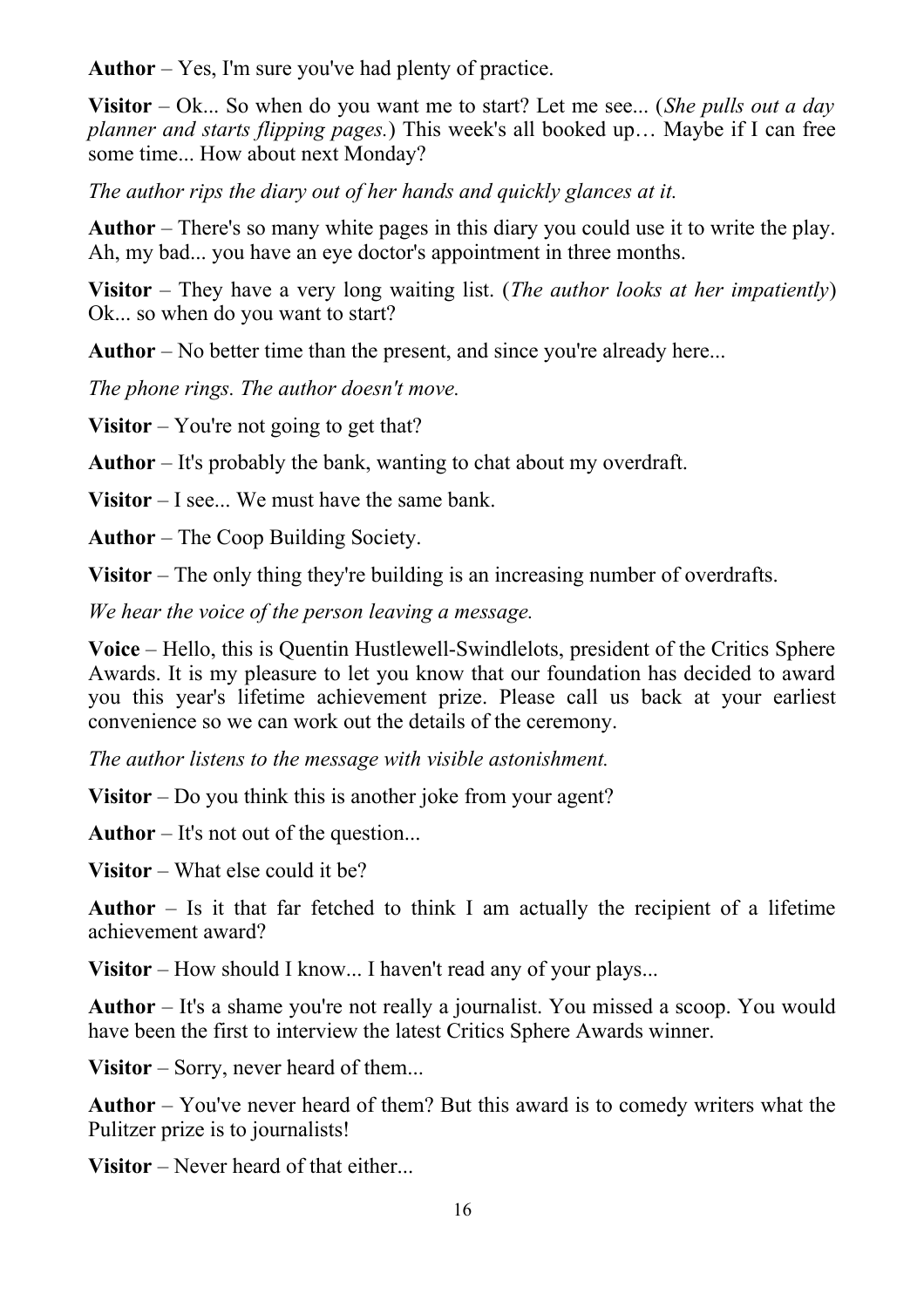**Author** – Yes, I'm sure you've had plenty of practice.

**Visitor** – Ok... So when do you want me to start? Let me see... (*She pulls out a day planner and starts flipping pages.*) This week's all booked up… Maybe if I can free some time... How about next Monday?

*The author rips the diary out of her hands and quickly glances at it.*

**Author** – There's so many white pages in this diary you could use it to write the play. Ah, my bad... you have an eye doctor's appointment in three months.

**Visitor** – They have a very long waiting list. (*The author looks at her impatiently*) Ok... so when do you want to start?

**Author** – No better time than the present, and since you're already here...

*The phone rings. The author doesn't move.*

**Visitor** – You're not going to get that?

**Author** – It's probably the bank, wanting to chat about my overdraft.

**Visitor** – I see... We must have the same bank.

**Author** – The Coop Building Society.

**Visitor** – The only thing they're building is an increasing number of overdrafts.

*We hear the voice of the person leaving a message.*

**Voice** – Hello, this is Quentin Hustlewell-Swindlelots, president of the Critics Sphere Awards. It is my pleasure to let you know that our foundation has decided to award you this year's lifetime achievement prize. Please call us back at your earliest convenience so we can work out the details of the ceremony.

*The author listens to the message with visible astonishment.*

**Visitor** – Do you think this is another joke from your agent?

**Author** – It's not out of the question...

**Visitor** – What else could it be?

**Author** – Is it that far fetched to think I am actually the recipient of a lifetime achievement award?

**Visitor** – How should I know... I haven't read any of your plays...

**Author** – It's a shame you're not really a journalist. You missed a scoop. You would have been the first to interview the latest Critics Sphere Awards winner.

**Visitor** – Sorry, never heard of them...

**Author** – You've never heard of them? But this award is to comedy writers what the Pulitzer prize is to journalists!

**Visitor** – Never heard of that either...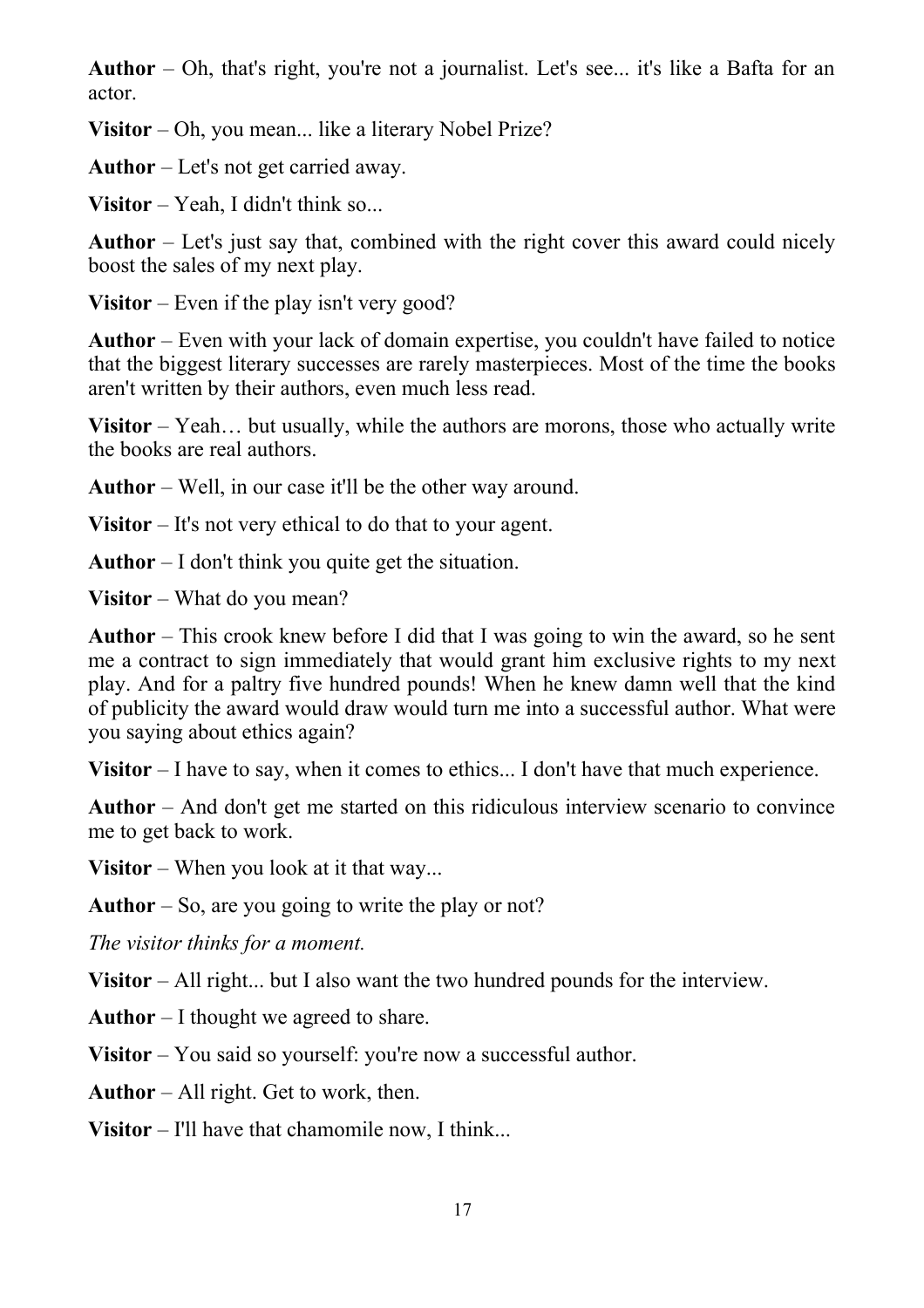**Author** – Oh, that's right, you're not a journalist. Let's see... it's like a Bafta for an actor.

**Visitor** – Oh, you mean... like a literary Nobel Prize?

**Author** – Let's not get carried away.

**Visitor** – Yeah, I didn't think so...

**Author** – Let's just say that, combined with the right cover this award could nicely boost the sales of my next play.

**Visitor** – Even if the play isn't very good?

**Author** – Even with your lack of domain expertise, you couldn't have failed to notice that the biggest literary successes are rarely masterpieces. Most of the time the books aren't written by their authors, even much less read.

**Visitor** – Yeah… but usually, while the authors are morons, those who actually write the books are real authors.

**Author** – Well, in our case it'll be the other way around.

**Visitor** – It's not very ethical to do that to your agent.

**Author** – I don't think you quite get the situation.

**Visitor** – What do you mean?

**Author** – This crook knew before I did that I was going to win the award, so he sent me a contract to sign immediately that would grant him exclusive rights to my next play. And for a paltry five hundred pounds! When he knew damn well that the kind of publicity the award would draw would turn me into a successful author. What were you saying about ethics again?

**Visitor** – I have to say, when it comes to ethics... I don't have that much experience.

**Author** – And don't get me started on this ridiculous interview scenario to convince me to get back to work.

**Visitor** – When you look at it that way...

**Author** – So, are you going to write the play or not?

*The visitor thinks for a moment.*

**Visitor** – All right... but I also want the two hundred pounds for the interview.

**Author** – I thought we agreed to share.

**Visitor** – You said so yourself: you're now a successful author.

**Author** – All right. Get to work, then.

**Visitor** – I'll have that chamomile now, I think...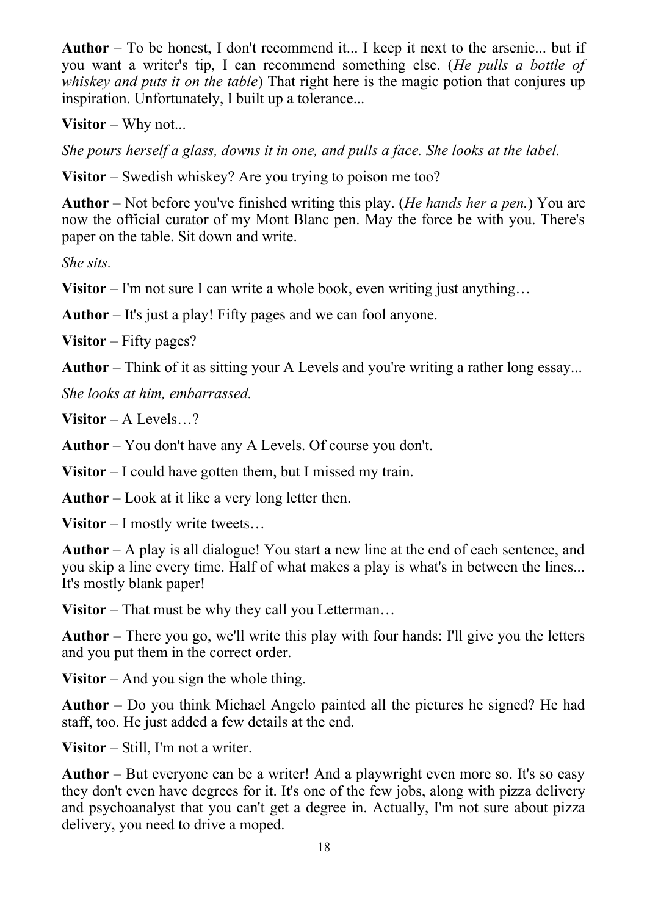**Author** – To be honest, I don't recommend it... I keep it next to the arsenic... but if you want a writer's tip, I can recommend something else. (*He pulls a bottle of whiskey and puts it on the table*) That right here is the magic potion that conjures up inspiration. Unfortunately, I built up a tolerance...

**Visitor** – Why not...

*She pours herself a glass, downs it in one, and pulls a face. She looks at the label.*

**Visitor** – Swedish whiskey? Are you trying to poison me too?

**Author** – Not before you've finished writing this play. (*He hands her a pen.*) You are now the official curator of my Mont Blanc pen. May the force be with you. There's paper on the table. Sit down and write.

*She sits.*

**Visitor** – I'm not sure I can write a whole book, even writing just anything…

**Author** – It's just a play! Fifty pages and we can fool anyone.

**Visitor** – Fifty pages?

**Author** – Think of it as sitting your A Levels and you're writing a rather long essay...

*She looks at him, embarrassed.*

**Visitor** – A Levels…?

**Author** – You don't have any A Levels. Of course you don't.

**Visitor** – I could have gotten them, but I missed my train.

**Author** – Look at it like a very long letter then.

**Visitor** – I mostly write tweets…

**Author** – A play is all dialogue! You start a new line at the end of each sentence, and you skip a line every time. Half of what makes a play is what's in between the lines... It's mostly blank paper!

**Visitor** – That must be why they call you Letterman…

**Author** – There you go, we'll write this play with four hands: I'll give you the letters and you put them in the correct order.

**Visitor** – And you sign the whole thing.

**Author** – Do you think Michael Angelo painted all the pictures he signed? He had staff, too. He just added a few details at the end.

**Visitor** – Still, I'm not a writer.

**Author** – But everyone can be a writer! And a playwright even more so. It's so easy they don't even have degrees for it. It's one of the few jobs, along with pizza delivery and psychoanalyst that you can't get a degree in. Actually, I'm not sure about pizza delivery, you need to drive a moped.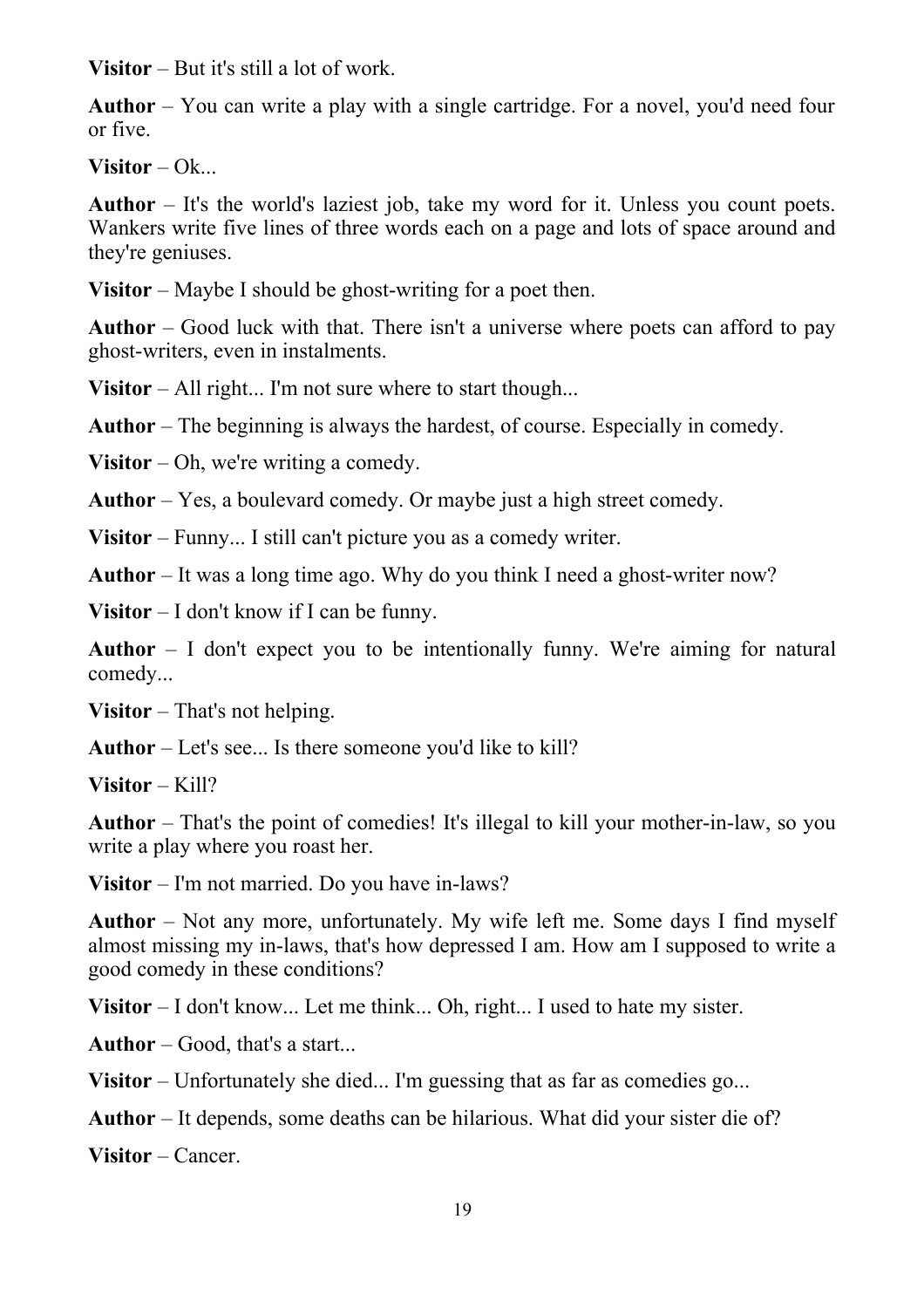**Visitor** – But it's still a lot of work.

**Author** – You can write a play with a single cartridge. For a novel, you'd need four or five.

**Visitor** – Ok...

**Author** – It's the world's laziest job, take my word for it. Unless you count poets. Wankers write five lines of three words each on a page and lots of space around and they're geniuses.

**Visitor** – Maybe I should be ghost-writing for a poet then.

**Author** – Good luck with that. There isn't a universe where poets can afford to pay ghost-writers, even in instalments.

**Visitor** – All right... I'm not sure where to start though...

**Author** – The beginning is always the hardest, of course. Especially in comedy.

**Visitor** – Oh, we're writing a comedy.

**Author** – Yes, a boulevard comedy. Or maybe just a high street comedy.

**Visitor** – Funny... I still can't picture you as a comedy writer.

**Author** – It was a long time ago. Why do you think I need a ghost-writer now?

**Visitor** – I don't know if I can be funny.

**Author** – I don't expect you to be intentionally funny. We're aiming for natural comedy...

**Visitor** – That's not helping.

**Author** – Let's see... Is there someone you'd like to kill?

**Visitor** – Kill?

**Author** – That's the point of comedies! It's illegal to kill your mother-in-law, so you write a play where you roast her.

**Visitor** – I'm not married. Do you have in-laws?

**Author** – Not any more, unfortunately. My wife left me. Some days I find myself almost missing my in-laws, that's how depressed I am. How am I supposed to write a good comedy in these conditions?

**Visitor** – I don't know... Let me think... Oh, right... I used to hate my sister.

**Author** – Good, that's a start...

**Visitor** – Unfortunately she died... I'm guessing that as far as comedies go...

**Author** – It depends, some deaths can be hilarious. What did your sister die of?

**Visitor** – Cancer.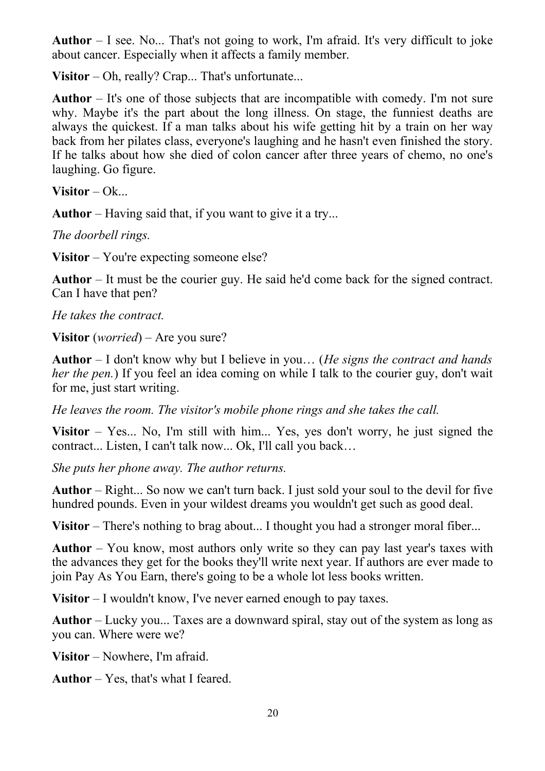**Author** – I see. No... That's not going to work, I'm afraid. It's very difficult to joke about cancer. Especially when it affects a family member.

**Visitor** – Oh, really? Crap... That's unfortunate...

**Author** – It's one of those subjects that are incompatible with comedy. I'm not sure why. Maybe it's the part about the long illness. On stage, the funniest deaths are always the quickest. If a man talks about his wife getting hit by a train on her way back from her pilates class, everyone's laughing and he hasn't even finished the story. If he talks about how she died of colon cancer after three years of chemo, no one's laughing. Go figure.

**Visitor** – Ok...

**Author** – Having said that, if you want to give it a try...

*The doorbell rings.*

**Visitor** – You're expecting someone else?

**Author** – It must be the courier guy. He said he'd come back for the signed contract. Can I have that pen?

*He takes the contract.*

**Visitor** (*worried*) – Are you sure?

**Author** – I don't know why but I believe in you… (*He signs the contract and hands her the pen.*) If you feel an idea coming on while I talk to the courier guy, don't wait for me, just start writing.

*He leaves the room. The visitor's mobile phone rings and she takes the call.*

**Visitor** – Yes... No, I'm still with him... Yes, yes don't worry, he just signed the contract... Listen, I can't talk now... Ok, I'll call you back…

*She puts her phone away. The author returns.*

**Author** – Right... So now we can't turn back. I just sold your soul to the devil for five hundred pounds. Even in your wildest dreams you wouldn't get such as good deal.

**Visitor** – There's nothing to brag about... I thought you had a stronger moral fiber...

**Author** – You know, most authors only write so they can pay last year's taxes with the advances they get for the books they'll write next year. If authors are ever made to join Pay As You Earn, there's going to be a whole lot less books written.

**Visitor** – I wouldn't know, I've never earned enough to pay taxes.

**Author** – Lucky you... Taxes are a downward spiral, stay out of the system as long as you can. Where were we?

**Visitor** – Nowhere, I'm afraid.

**Author** – Yes, that's what I feared.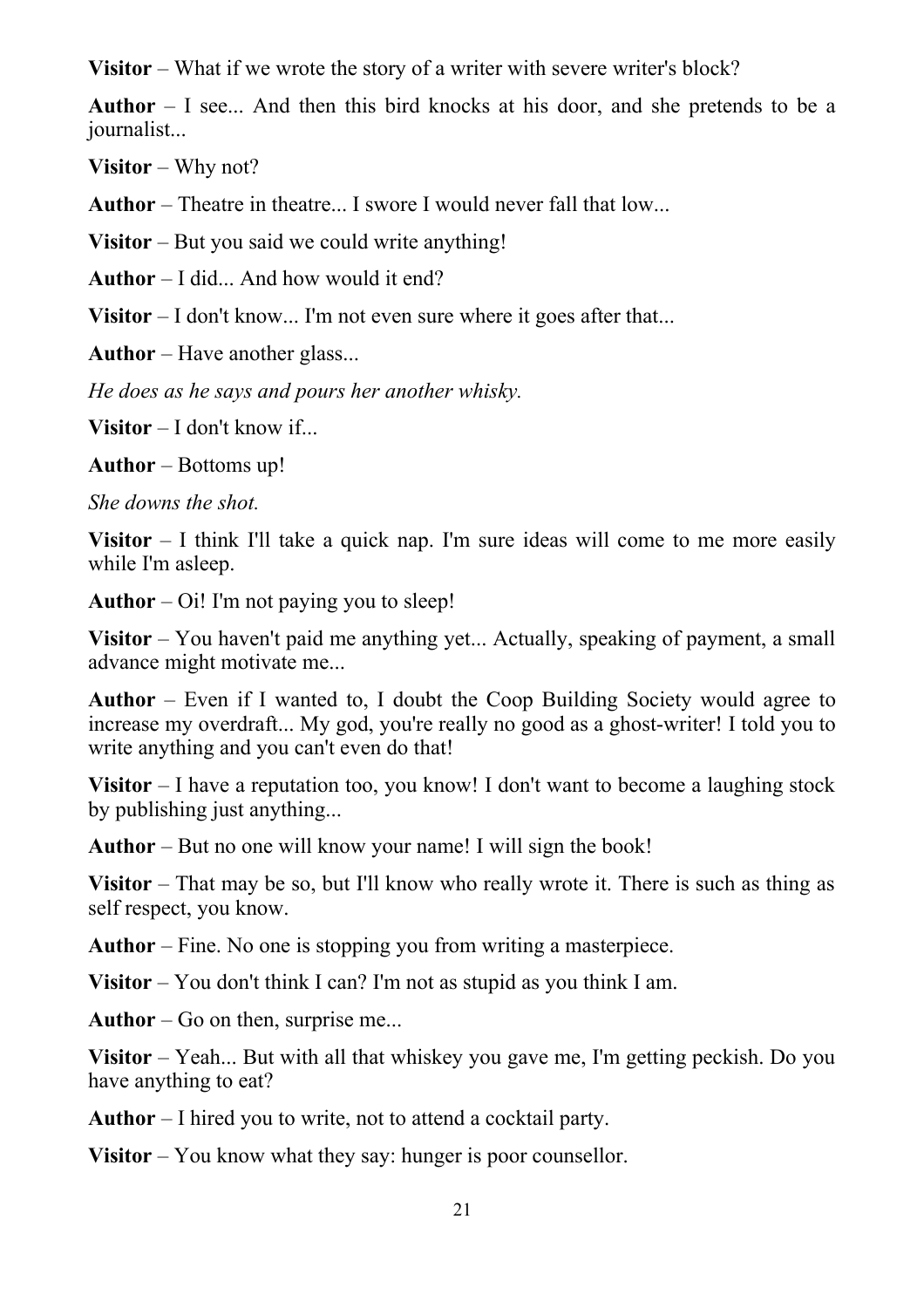**Visitor** – What if we wrote the story of a writer with severe writer's block?

**Author** – I see... And then this bird knocks at his door, and she pretends to be a journalist...

**Visitor** – Why not?

**Author** – Theatre in theatre... I swore I would never fall that low...

**Visitor** – But you said we could write anything!

**Author** – I did... And how would it end?

**Visitor** – I don't know... I'm not even sure where it goes after that...

**Author** – Have another glass...

*He does as he says and pours her another whisky.*

**Visitor** – I don't know if...

**Author** – Bottoms up!

*She downs the shot.*

**Visitor** – I think I'll take a quick nap. I'm sure ideas will come to me more easily while I'm asleep.

**Author** – Oi! I'm not paying you to sleep!

**Visitor** – You haven't paid me anything yet... Actually, speaking of payment, a small advance might motivate me...

**Author** – Even if I wanted to, I doubt the Coop Building Society would agree to increase my overdraft... My god, you're really no good as a ghost-writer! I told you to write anything and you can't even do that!

**Visitor** – I have a reputation too, you know! I don't want to become a laughing stock by publishing just anything...

**Author** – But no one will know your name! I will sign the book!

**Visitor** – That may be so, but I'll know who really wrote it. There is such as thing as self respect, you know.

**Author** – Fine. No one is stopping you from writing a masterpiece.

**Visitor** – You don't think I can? I'm not as stupid as you think I am.

**Author** – Go on then, surprise me...

**Visitor** – Yeah... But with all that whiskey you gave me, I'm getting peckish. Do you have anything to eat?

**Author** – I hired you to write, not to attend a cocktail party.

**Visitor** – You know what they say: hunger is poor counsellor.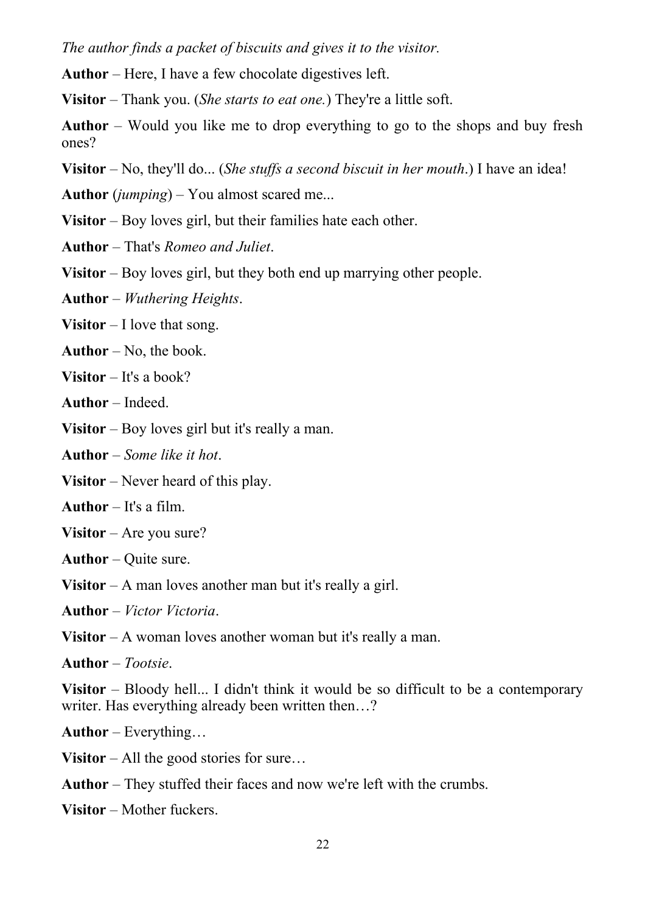*The author finds a packet of biscuits and gives it to the visitor.*

**Author** – Here, I have a few chocolate digestives left.

**Visitor** – Thank you. (*She starts to eat one.*) They're a little soft.

**Author** – Would you like me to drop everything to go to the shops and buy fresh ones?

**Visitor** – No, they'll do... (*She stuffs a second biscuit in her mouth*.) I have an idea!

**Author** (*jumping*) – You almost scared me...

**Visitor** – Boy loves girl, but their families hate each other.

**Author** – That's *Romeo and Juliet*.

**Visitor** – Boy loves girl, but they both end up marrying other people.

**Author** – *Wuthering Heights*.

**Visitor** – I love that song.

**Author** – No, the book.

**Visitor** – It's a book?

**Author** – Indeed.

**Visitor** – Boy loves girl but it's really a man.

**Author** – *Some like it hot*.

**Visitor** – Never heard of this play.

**Author** – It's a film.

**Visitor** – Are you sure?

**Author** – Quite sure.

**Visitor** – A man loves another man but it's really a girl.

**Author** – *Victor Victoria*.

**Visitor** – A woman loves another woman but it's really a man.

**Author** – *Tootsie*.

**Visitor** – Bloody hell... I didn't think it would be so difficult to be a contemporary writer. Has everything already been written then…?

**Author** – Everything…

**Visitor** – All the good stories for sure…

**Author** – They stuffed their faces and now we're left with the crumbs.

**Visitor** – Mother fuckers.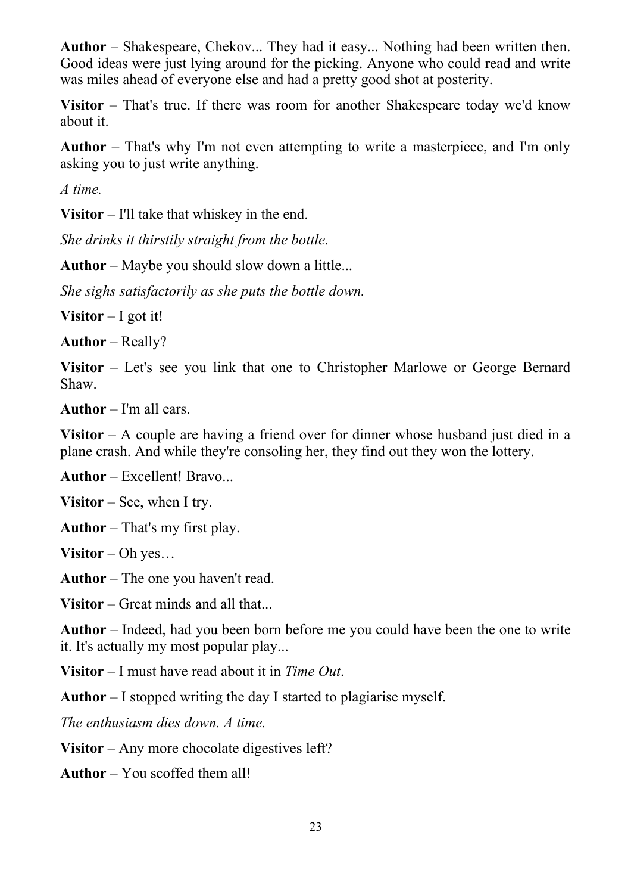**Author** – Shakespeare, Chekov... They had it easy... Nothing had been written then. Good ideas were just lying around for the picking. Anyone who could read and write was miles ahead of everyone else and had a pretty good shot at posterity.

**Visitor** – That's true. If there was room for another Shakespeare today we'd know about it.

**Author** – That's why I'm not even attempting to write a masterpiece, and I'm only asking you to just write anything.

*A time.*

**Visitor** – I'll take that whiskey in the end.

*She drinks it thirstily straight from the bottle.*

**Author** – Maybe you should slow down a little...

*She sighs satisfactorily as she puts the bottle down.*

**Visitor** – I got it!

**Author** – Really?

**Visitor** – Let's see you link that one to Christopher Marlowe or George Bernard Shaw.

**Author** – I'm all ears.

**Visitor** – A couple are having a friend over for dinner whose husband just died in a plane crash. And while they're consoling her, they find out they won the lottery.

**Author** – Excellent! Bravo...

**Visitor** – See, when I try.

**Author** – That's my first play.

**Visitor** – Oh yes…

**Author** – The one you haven't read.

**Visitor** – Great minds and all that...

**Author** – Indeed, had you been born before me you could have been the one to write it. It's actually my most popular play...

**Visitor** – I must have read about it in *Time Out*.

**Author** – I stopped writing the day I started to plagiarise myself.

*The enthusiasm dies down. A time.*

**Visitor** – Any more chocolate digestives left?

**Author** – You scoffed them all!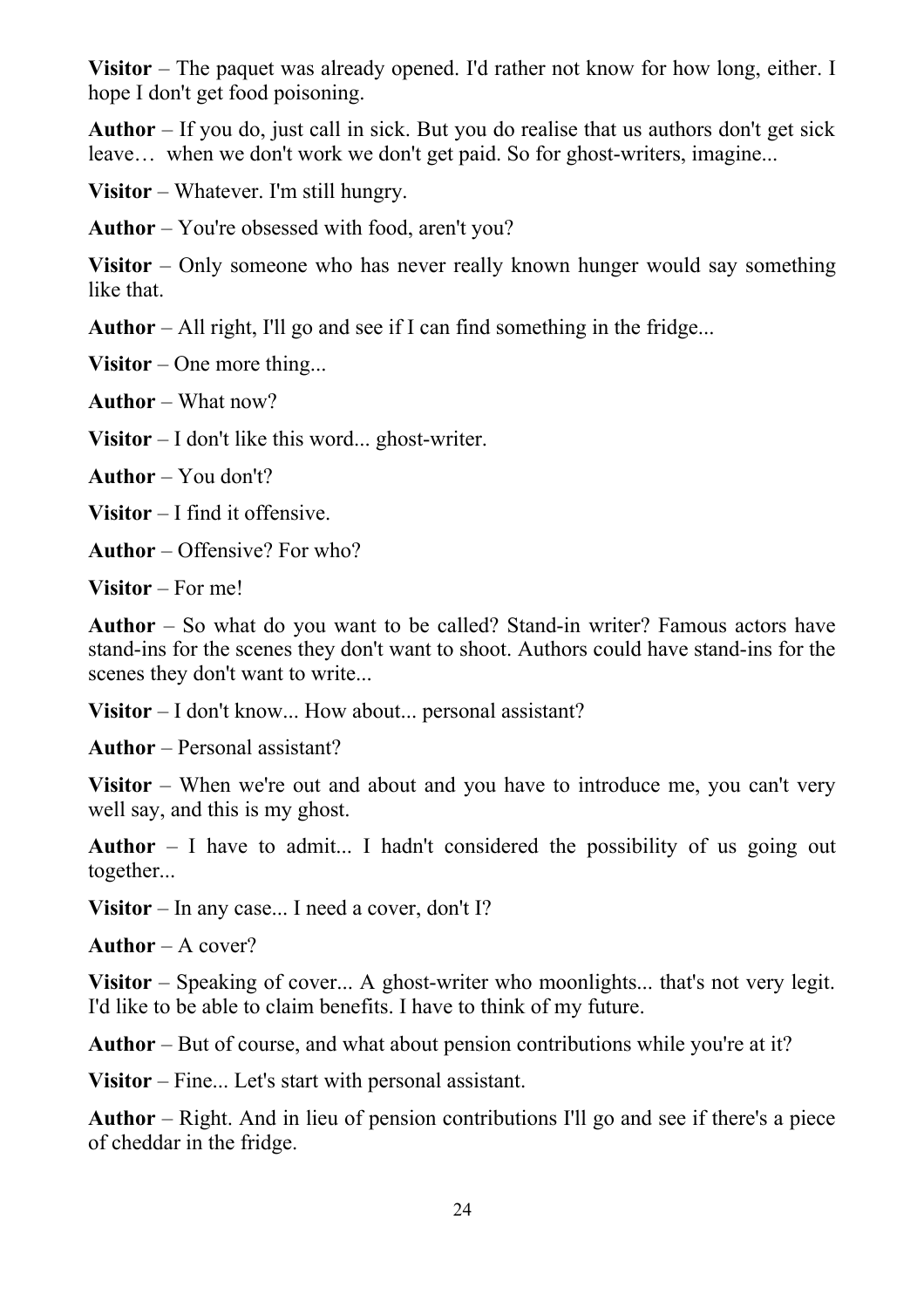**Visitor** – The paquet was already opened. I'd rather not know for how long, either. I hope I don't get food poisoning.

**Author** – If you do, just call in sick. But you do realise that us authors don't get sick leave… when we don't work we don't get paid. So for ghost-writers, imagine...

**Visitor** – Whatever. I'm still hungry.

**Author** – You're obsessed with food, aren't you?

**Visitor** – Only someone who has never really known hunger would say something like that.

**Author** – All right, I'll go and see if I can find something in the fridge...

**Visitor** – One more thing...

**Author** – What now?

**Visitor** – I don't like this word... ghost-writer.

**Author** – You don't?

**Visitor** – I find it offensive.

**Author** – Offensive? For who?

**Visitor** – For me!

**Author** – So what do you want to be called? Stand-in writer? Famous actors have stand-ins for the scenes they don't want to shoot. Authors could have stand-ins for the scenes they don't want to write...

**Visitor** – I don't know... How about... personal assistant?

**Author** – Personal assistant?

**Visitor** – When we're out and about and you have to introduce me, you can't very well say, and this is my ghost.

**Author** – I have to admit... I hadn't considered the possibility of us going out together...

**Visitor** – In any case... I need a cover, don't I?

**Author** – A cover?

**Visitor** – Speaking of cover... A ghost-writer who moonlights... that's not very legit. I'd like to be able to claim benefits. I have to think of my future.

**Author** – But of course, and what about pension contributions while you're at it?

**Visitor** – Fine... Let's start with personal assistant.

**Author** – Right. And in lieu of pension contributions I'll go and see if there's a piece of cheddar in the fridge.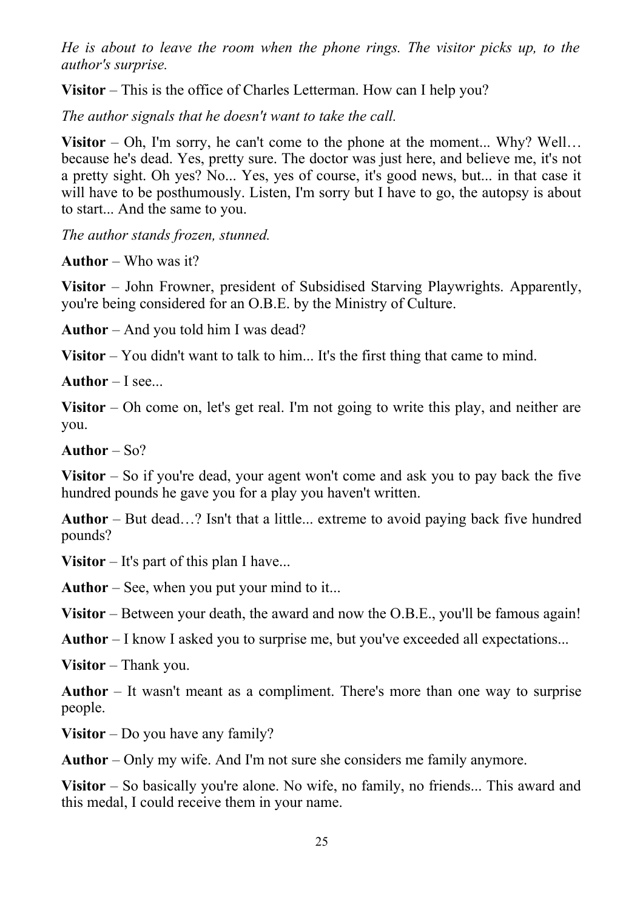*He is about to leave the room when the phone rings. The visitor picks up, to the author's surprise.*

**Visitor** – This is the office of Charles Letterman. How can I help you?

*The author signals that he doesn't want to take the call.*

**Visitor** – Oh, I'm sorry, he can't come to the phone at the moment... Why? Well… because he's dead. Yes, pretty sure. The doctor was just here, and believe me, it's not a pretty sight. Oh yes? No... Yes, yes of course, it's good news, but... in that case it will have to be posthumously. Listen, I'm sorry but I have to go, the autopsy is about to start... And the same to you.

*The author stands frozen, stunned.*

**Author** – Who was it?

**Visitor** – John Frowner, president of Subsidised Starving Playwrights. Apparently, you're being considered for an O.B.E. by the Ministry of Culture.

**Author** – And you told him I was dead?

**Visitor** – You didn't want to talk to him... It's the first thing that came to mind.

**Author** – I see...

**Visitor** – Oh come on, let's get real. I'm not going to write this play, and neither are you.

**Author** – So?

**Visitor** – So if you're dead, your agent won't come and ask you to pay back the five hundred pounds he gave you for a play you haven't written.

**Author** – But dead…? Isn't that a little... extreme to avoid paying back five hundred pounds?

**Visitor** – It's part of this plan I have...

**Author** – See, when you put your mind to it...

**Visitor** – Between your death, the award and now the O.B.E., you'll be famous again!

**Author** – I know I asked you to surprise me, but you've exceeded all expectations...

**Visitor** – Thank you.

**Author** – It wasn't meant as a compliment. There's more than one way to surprise people.

**Visitor** – Do you have any family?

**Author** – Only my wife. And I'm not sure she considers me family anymore.

**Visitor** – So basically you're alone. No wife, no family, no friends... This award and this medal, I could receive them in your name.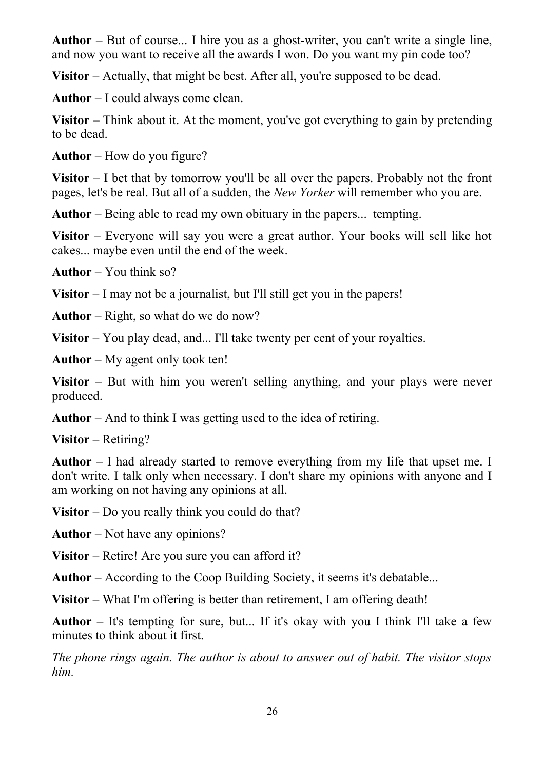**Author** – But of course... I hire you as a ghost-writer, you can't write a single line, and now you want to receive all the awards I won. Do you want my pin code too?

**Visitor** – Actually, that might be best. After all, you're supposed to be dead.

**Author** – I could always come clean.

**Visitor** – Think about it. At the moment, you've got everything to gain by pretending to be dead.

**Author** – How do you figure?

**Visitor** – I bet that by tomorrow you'll be all over the papers. Probably not the front pages, let's be real. But all of a sudden, the *New Yorker* will remember who you are.

**Author** – Being able to read my own obituary in the papers... tempting.

**Visitor** – Everyone will say you were a great author. Your books will sell like hot cakes... maybe even until the end of the week.

**Author** – You think so?

**Visitor** – I may not be a journalist, but I'll still get you in the papers!

**Author** – Right, so what do we do now?

**Visitor** – You play dead, and... I'll take twenty per cent of your royalties.

**Author** – My agent only took ten!

**Visitor** – But with him you weren't selling anything, and your plays were never produced.

**Author** – And to think I was getting used to the idea of retiring.

**Visitor** – Retiring?

**Author** – I had already started to remove everything from my life that upset me. I don't write. I talk only when necessary. I don't share my opinions with anyone and I am working on not having any opinions at all.

**Visitor** – Do you really think you could do that?

**Author** – Not have any opinions?

**Visitor** – Retire! Are you sure you can afford it?

**Author** – According to the Coop Building Society, it seems it's debatable...

**Visitor** – What I'm offering is better than retirement, I am offering death!

**Author** – It's tempting for sure, but... If it's okay with you I think I'll take a few minutes to think about it first.

*The phone rings again. The author is about to answer out of habit. The visitor stops him.*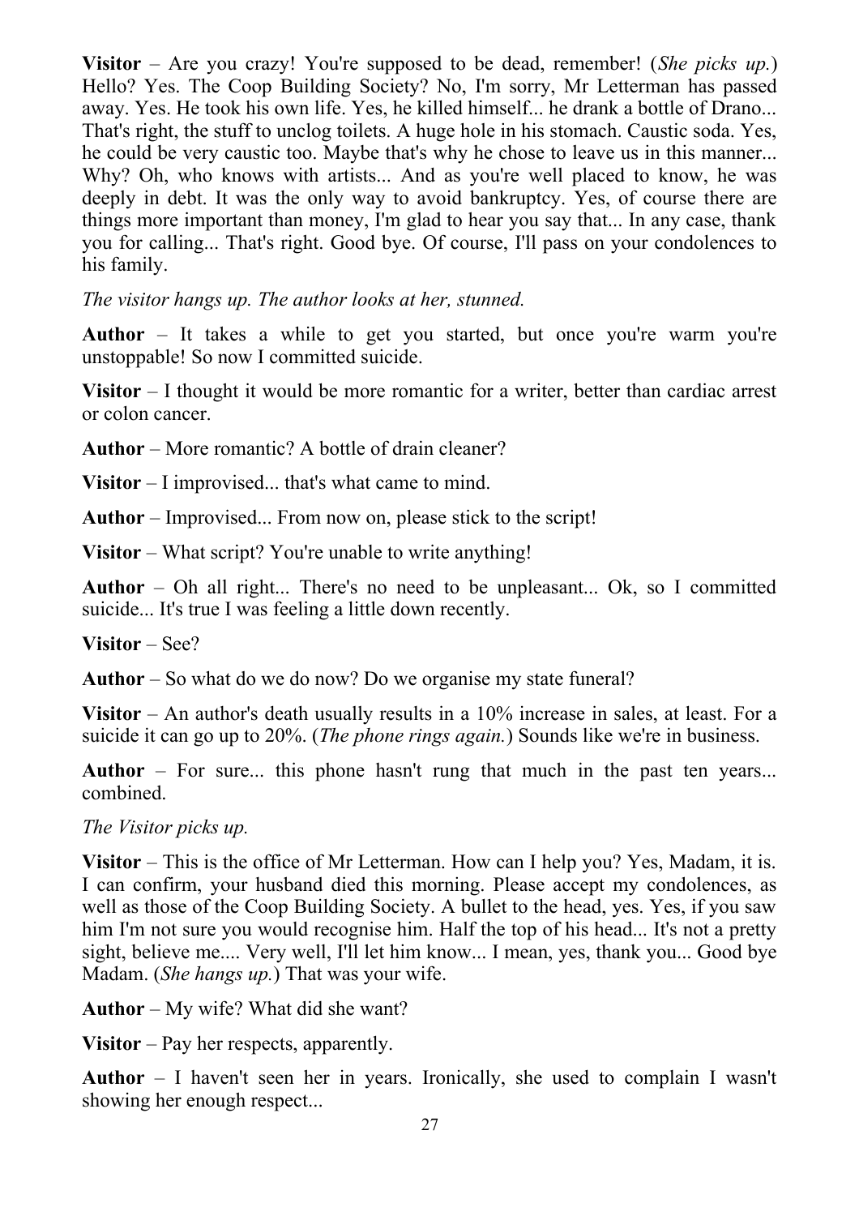**Visitor** – Are you crazy! You're supposed to be dead, remember! (*She picks up.*) Hello? Yes. The Coop Building Society? No, I'm sorry, Mr Letterman has passed away. Yes. He took his own life. Yes, he killed himself... he drank a bottle of Drano... That's right, the stuff to unclog toilets. A huge hole in his stomach. Caustic soda. Yes, he could be very caustic too. Maybe that's why he chose to leave us in this manner... Why? Oh, who knows with artists... And as you're well placed to know, he was deeply in debt. It was the only way to avoid bankruptcy. Yes, of course there are things more important than money, I'm glad to hear you say that... In any case, thank you for calling... That's right. Good bye. Of course, I'll pass on your condolences to his family.

*The visitor hangs up. The author looks at her, stunned.*

**Author** – It takes a while to get you started, but once you're warm you're unstoppable! So now I committed suicide.

**Visitor** – I thought it would be more romantic for a writer, better than cardiac arrest or colon cancer.

**Author** – More romantic? A bottle of drain cleaner?

**Visitor** – I improvised... that's what came to mind.

**Author** – Improvised... From now on, please stick to the script!

**Visitor** – What script? You're unable to write anything!

**Author** – Oh all right... There's no need to be unpleasant... Ok, so I committed suicide... It's true I was feeling a little down recently.

**Visitor** – See?

**Author** – So what do we do now? Do we organise my state funeral?

**Visitor** – An author's death usually results in a 10% increase in sales, at least. For a suicide it can go up to 20%. (*The phone rings again.*) Sounds like we're in business.

**Author** – For sure... this phone hasn't rung that much in the past ten years... combined.

*The Visitor picks up.*

**Visitor** – This is the office of Mr Letterman. How can I help you? Yes, Madam, it is. I can confirm, your husband died this morning. Please accept my condolences, as well as those of the Coop Building Society. A bullet to the head, yes. Yes, if you saw him I'm not sure you would recognise him. Half the top of his head... It's not a pretty sight, believe me.... Very well, I'll let him know... I mean, yes, thank you... Good bye Madam. (*She hangs up.*) That was your wife.

**Author** – My wife? What did she want?

**Visitor** – Pay her respects, apparently.

**Author** – I haven't seen her in years. Ironically, she used to complain I wasn't showing her enough respect...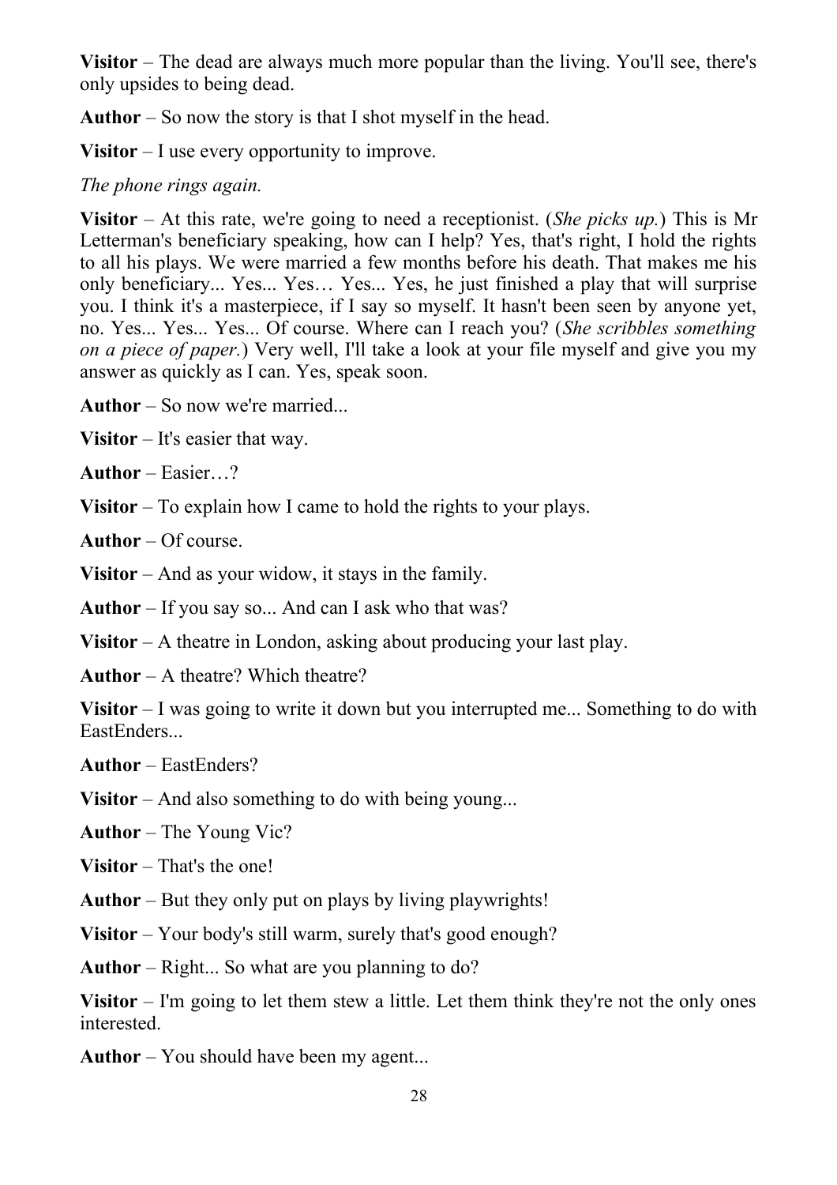**Visitor** – The dead are always much more popular than the living. You'll see, there's only upsides to being dead.

**Author** – So now the story is that I shot myself in the head.

**Visitor** – I use every opportunity to improve.

*The phone rings again.*

**Visitor** – At this rate, we're going to need a receptionist. (*She picks up.*) This is Mr Letterman's beneficiary speaking, how can I help? Yes, that's right, I hold the rights to all his plays. We were married a few months before his death. That makes me his only beneficiary... Yes... Yes… Yes... Yes, he just finished a play that will surprise you. I think it's a masterpiece, if I say so myself. It hasn't been seen by anyone yet, no. Yes... Yes... Yes... Of course. Where can I reach you? (*She scribbles something on a piece of paper.*) Very well, I'll take a look at your file myself and give you my answer as quickly as I can. Yes, speak soon.

**Author** – So now we're married...

**Visitor** – It's easier that way.

**Author** – Easier…?

**Visitor** – To explain how I came to hold the rights to your plays.

**Author** – Of course.

**Visitor** – And as your widow, it stays in the family.

**Author** – If you say so... And can I ask who that was?

**Visitor** – A theatre in London, asking about producing your last play.

**Author** – A theatre? Which theatre?

**Visitor** – I was going to write it down but you interrupted me... Something to do with EastEnders...

**Author** – EastEnders?

**Visitor** – And also something to do with being young...

**Author** – The Young Vic?

**Visitor** – That's the one!

**Author** – But they only put on plays by living playwrights!

**Visitor** – Your body's still warm, surely that's good enough?

**Author** – Right... So what are you planning to do?

**Visitor** – I'm going to let them stew a little. Let them think they're not the only ones interested.

**Author** – You should have been my agent...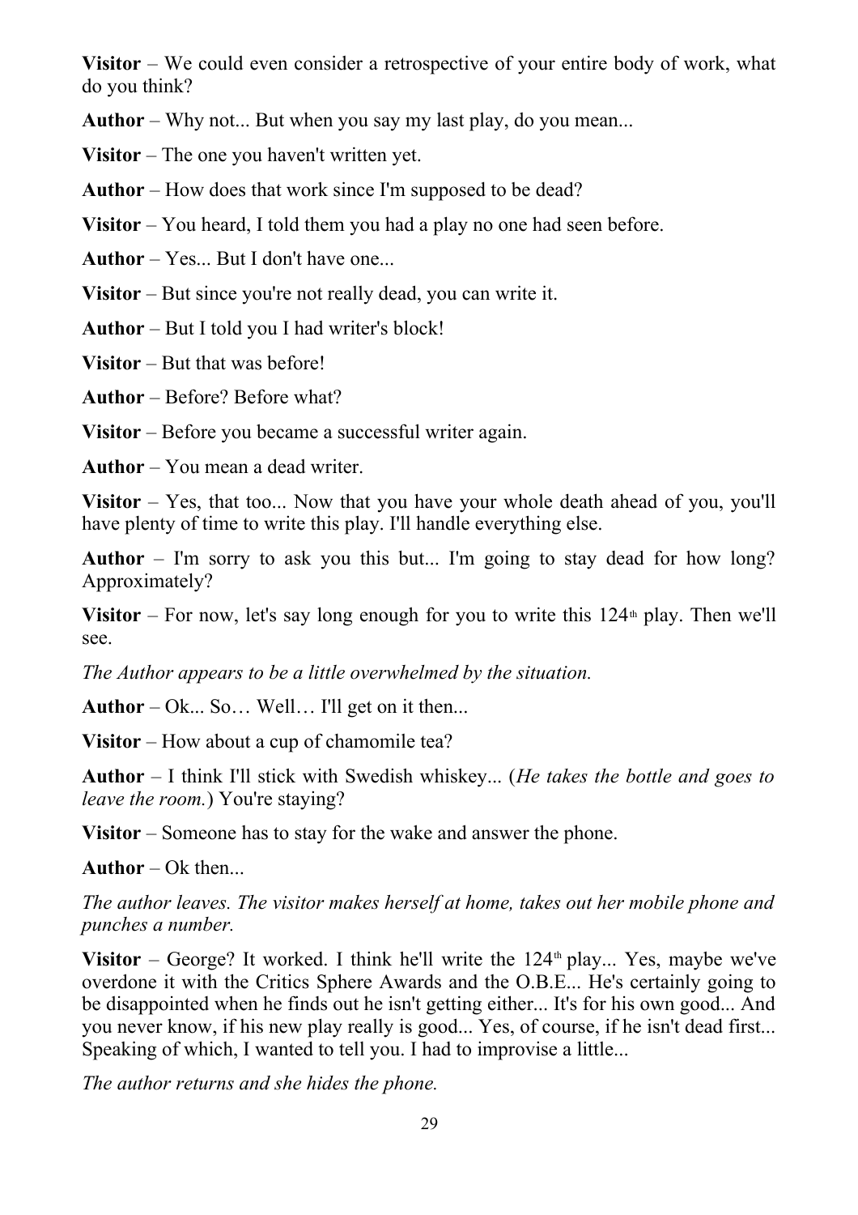**Visitor** – We could even consider a retrospective of your entire body of work, what do you think?

**Author** – Why not... But when you say my last play, do you mean...

**Visitor** – The one you haven't written yet.

**Author** – How does that work since I'm supposed to be dead?

**Visitor** – You heard, I told them you had a play no one had seen before.

**Author** – Yes... But I don't have one...

**Visitor** – But since you're not really dead, you can write it.

**Author** – But I told you I had writer's block!

**Visitor** – But that was before!

**Author** – Before? Before what?

**Visitor** – Before you became a successful writer again.

**Author** – You mean a dead writer.

**Visitor** – Yes, that too... Now that you have your whole death ahead of you, you'll have plenty of time to write this play. I'll handle everything else.

**Author** – I'm sorry to ask you this but... I'm going to stay dead for how long? Approximately?

**Visitor** – For now, let's say long enough for you to write this 124th play. Then we'll see.

*The Author appears to be a little overwhelmed by the situation.*

**Author** – Ok... So… Well… I'll get on it then...

**Visitor** – How about a cup of chamomile tea?

**Author** – I think I'll stick with Swedish whiskey... (*He takes the bottle and goes to leave the room.*) You're staying?

**Visitor** – Someone has to stay for the wake and answer the phone.

**Author** – Ok then...

*The author leaves. The visitor makes herself at home, takes out her mobile phone and punches a number.*

**Visitor** – George? It worked. I think he'll write the 124th play... Yes, maybe we've overdone it with the Critics Sphere Awards and the O.B.E... He's certainly going to be disappointed when he finds out he isn't getting either... It's for his own good... And you never know, if his new play really is good... Yes, of course, if he isn't dead first... Speaking of which, I wanted to tell you. I had to improvise a little...

*The author returns and she hides the phone.*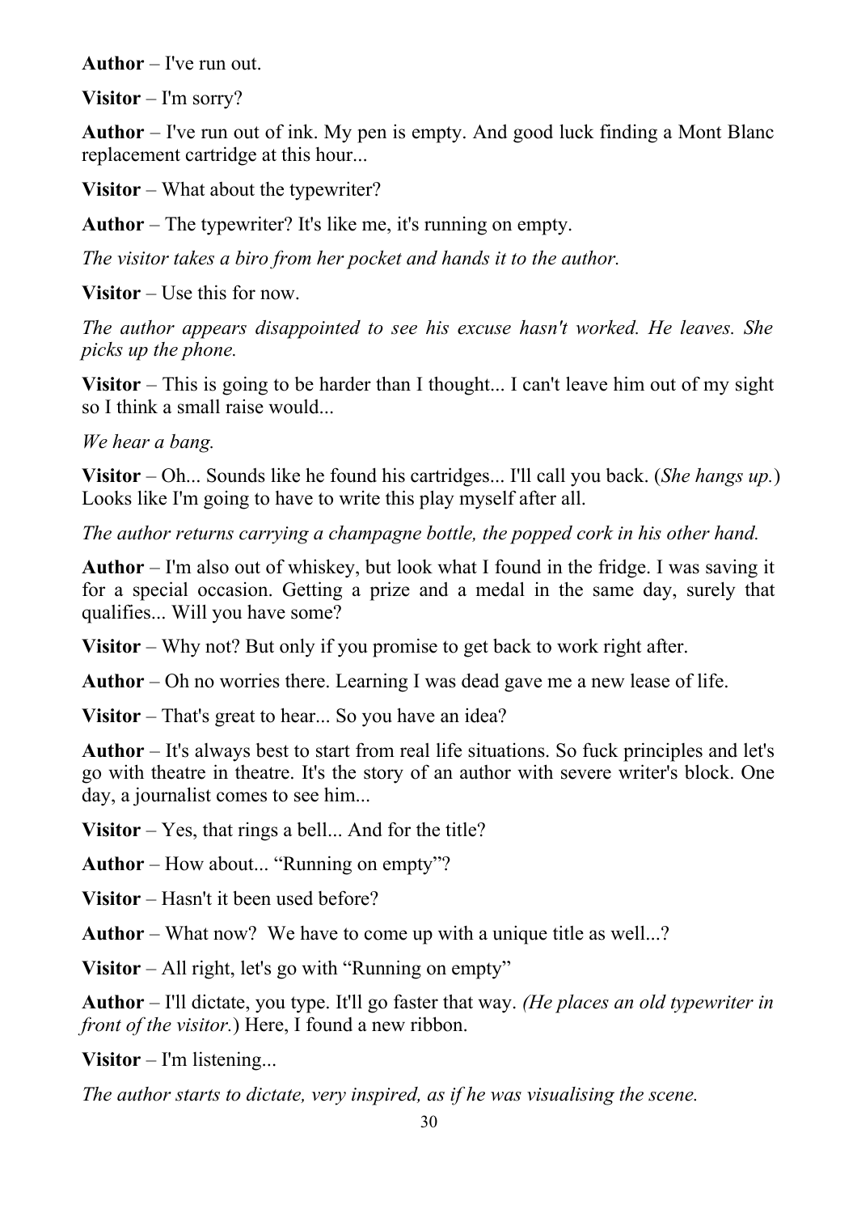**Author** – I've run out.

**Visitor** – I'm sorry?

**Author** – I've run out of ink. My pen is empty. And good luck finding a Mont Blanc replacement cartridge at this hour...

**Visitor** – What about the typewriter?

**Author** – The typewriter? It's like me, it's running on empty.

*The visitor takes a biro from her pocket and hands it to the author.*

**Visitor** – Use this for now.

*The author appears disappointed to see his excuse hasn't worked. He leaves. She picks up the phone.*

**Visitor** – This is going to be harder than I thought... I can't leave him out of my sight so I think a small raise would...

*We hear a bang.*

**Visitor** – Oh... Sounds like he found his cartridges... I'll call you back. (*She hangs up.*) Looks like I'm going to have to write this play myself after all.

*The author returns carrying a champagne bottle, the popped cork in his other hand.*

**Author** – I'm also out of whiskey, but look what I found in the fridge. I was saving it for a special occasion. Getting a prize and a medal in the same day, surely that qualifies... Will you have some?

**Visitor** – Why not? But only if you promise to get back to work right after.

**Author** – Oh no worries there. Learning I was dead gave me a new lease of life.

**Visitor** – That's great to hear... So you have an idea?

**Author** – It's always best to start from real life situations. So fuck principles and let's go with theatre in theatre. It's the story of an author with severe writer's block. One day, a journalist comes to see him...

**Visitor** – Yes, that rings a bell... And for the title?

**Author** – How about... "Running on empty"?

**Visitor** – Hasn't it been used before?

**Author** – What now? We have to come up with a unique title as well...?

**Visitor** – All right, let's go with "Running on empty"

**Author** – I'll dictate, you type. It'll go faster that way. *(He places an old typewriter in front of the visitor.*) Here, I found a new ribbon.

**Visitor** – I'm listening...

*The author starts to dictate, very inspired, as if he was visualising the scene.*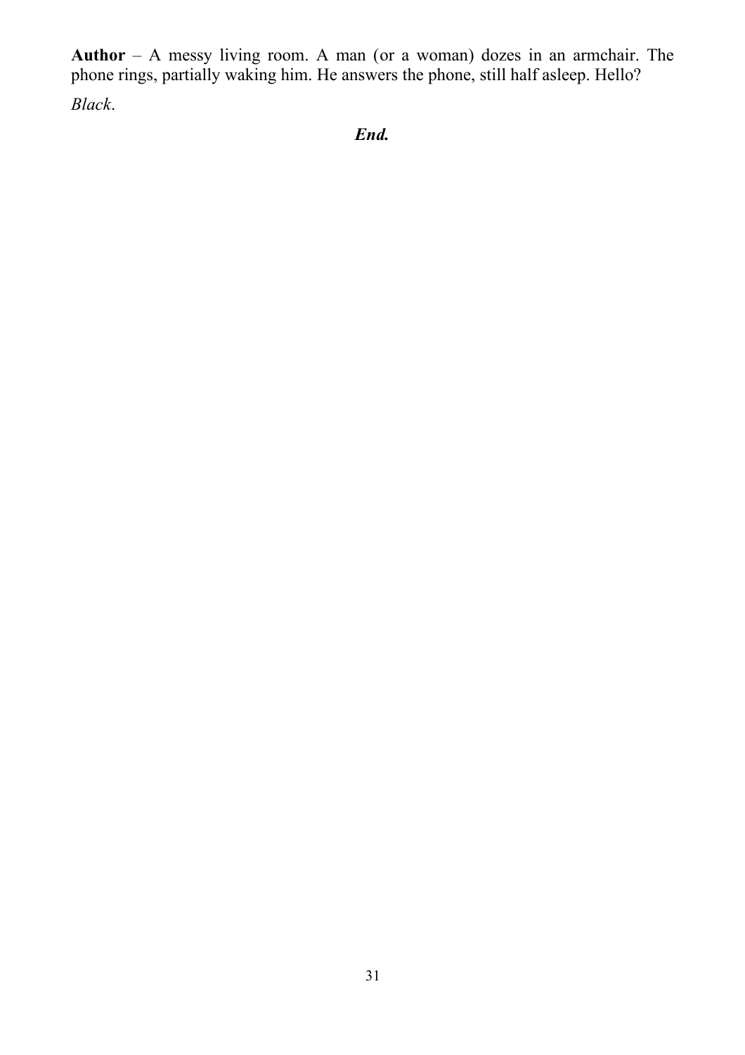**Author** – A messy living room. A man (or a woman) dozes in an armchair. The phone rings, partially waking him. He answers the phone, still half asleep. Hello?

*Black*.

***End.***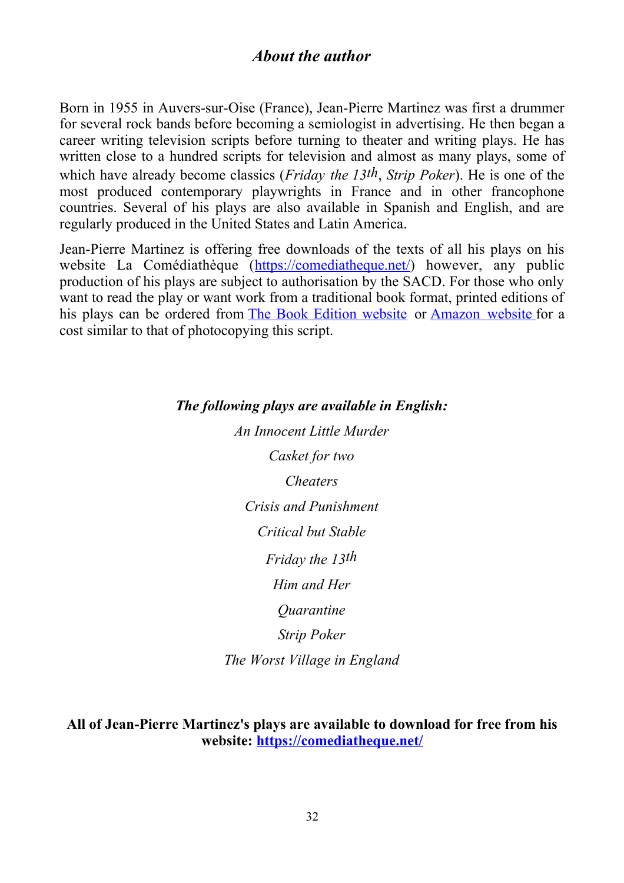## *About the author*

Born in 1955 in Auvers-sur-Oise (France), Jean-Pierre Martinez was first a drummer for several rock bands before becoming a semiologist in advertising. He then began a career writing television scripts before turning to theater and writing plays. He has written close to a hundred scripts for television and almost as many plays, some of which have already become classics (*Friday the 13th*, *Strip Poker*). He is one of the most produced contemporary playwrights in France and in other francophone countries. Several of his plays are also available in Spanish and English, and are regularly produced in the United States and Latin America.

Jean-Pierre Martinez is offering free downloads of the texts of all his plays on his website La Comédiathèque ([https://comediatheque.net/](https://comediatheque.net/)) however, any public production of his plays are subject to authorisation by the SACD. For those who only want to read the play or want work from a traditional book format, printed editions of his plays can be ordered from The Book Edition website or Amazon website for a cost similar to that of photocopying this script.

***The following plays are available in English:***

*An Innocent Little Murder*

*Casket for two*

*Cheaters*

*Crisis and Punishment*

*Critical but Stable*

*Friday the 13th*

*Him and Her*

*Quarantine*

*Strip Poker*

*The Worst Village in England*

**All of Jean-Pierre Martinez's plays are available to download for free from his website: [https://comediatheque.net/](https://comediatheque.net/)**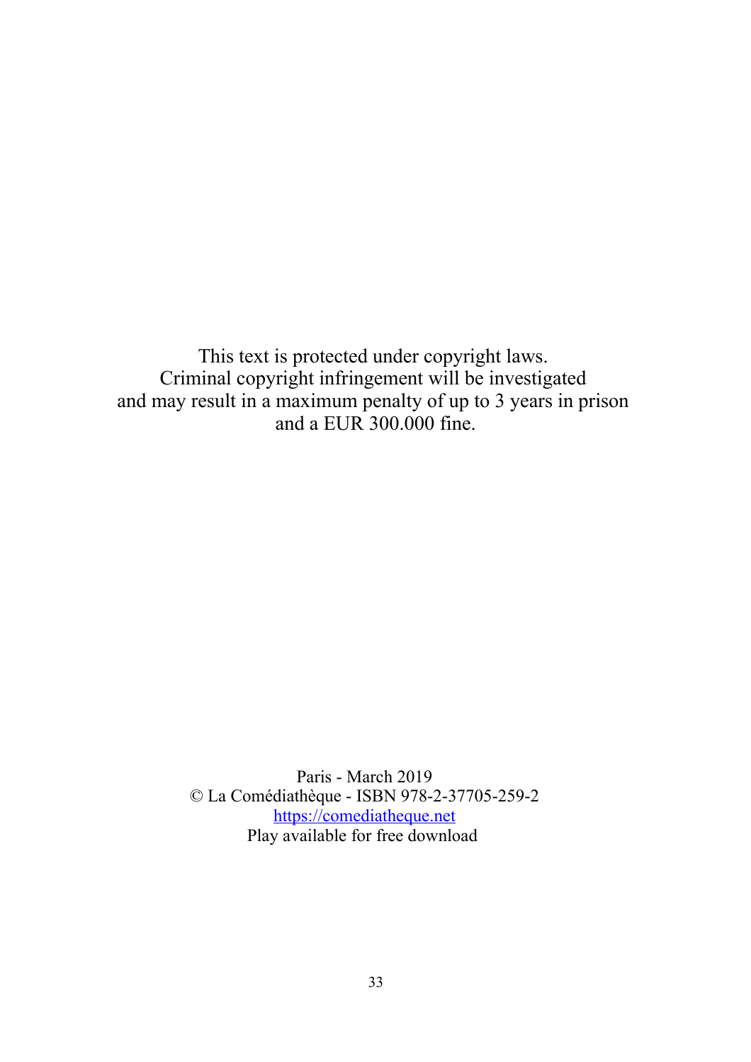This text is protected under copyright laws.
Criminal copyright infringement will be investigated
and may result in a maximum penalty of up to 3 years in prison
and a EUR 300.000 fine.

Paris - March 2019
© La Comédiathèque - ISBN 978-2-37705-259-2
[https://comediatheque.net](https://comediatheque.net)
Play available for free download